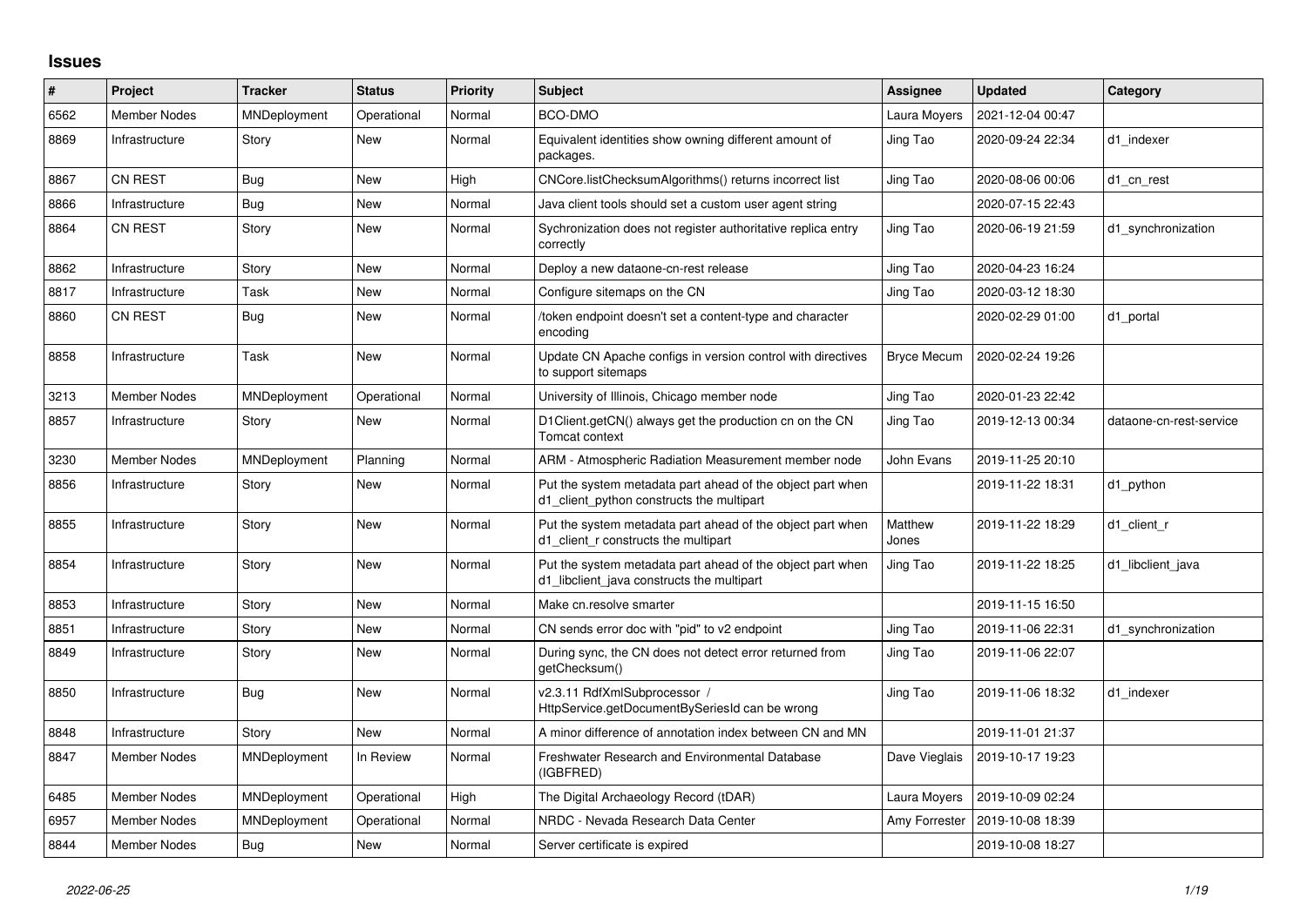## Issues

| # | Project | Tracker | Status | Priority | Subject | Assignee | Updated | Category |
|---|---|---|---|---|---|---|---|---|
| 6562 | Member Nodes | MNDeployment | Operational | Normal | BCO-DMO | Laura Moyers | 2021-12-04 00:47 | |
| 8869 | Infrastructure | Story | New | Normal | Equivalent identities show owning different amount of packages. | Jing Tao | 2020-09-24 22:34 | d1_indexer |
| 8867 | CN REST | Bug | New | High | CNCore.listChecksumAlgorithms() returns incorrect list | Jing Tao | 2020-08-06 00:06 | d1_cn_rest |
| 8866 | Infrastructure | Bug | New | Normal | Java client tools should set a custom user agent string | | 2020-07-15 22:43 | |
| 8864 | CN REST | Story | New | Normal | Sychronization does not register authoritative replica entry correctly | Jing Tao | 2020-06-19 21:59 | d1_synchronization |
| 8862 | Infrastructure | Story | New | Normal | Deploy a new dataone-cn-rest release | Jing Tao | 2020-04-23 16:24 | |
| 8817 | Infrastructure | Task | New | Normal | Configure sitemaps on the CN | Jing Tao | 2020-03-12 18:30 | |
| 8860 | CN REST | Bug | New | Normal | /token endpoint doesn't set a content-type and character encoding | | 2020-02-29 01:00 | d1_portal |
| 8858 | Infrastructure | Task | New | Normal | Update CN Apache configs in version control with directives to support sitemaps | Bryce Mecum | 2020-02-24 19:26 | |
| 3213 | Member Nodes | MNDeployment | Operational | Normal | University of Illinois, Chicago member node | Jing Tao | 2020-01-23 22:42 | |
| 8857 | Infrastructure | Story | New | Normal | D1Client.getCN() always get the production cn on the CN Tomcat context | Jing Tao | 2019-12-13 00:34 | dataone-cn-rest-service |
| 3230 | Member Nodes | MNDeployment | Planning | Normal | ARM - Atmospheric Radiation Measurement member node | John Evans | 2019-11-25 20:10 | |
| 8856 | Infrastructure | Story | New | Normal | Put the system metadata part ahead of the object part when d1_client_python constructs the multipart | | 2019-11-22 18:31 | d1_python |
| 8855 | Infrastructure | Story | New | Normal | Put the system metadata part ahead of the object part when d1_client_r constructs the multipart | Matthew Jones | 2019-11-22 18:29 | d1_client_r |
| 8854 | Infrastructure | Story | New | Normal | Put the system metadata part ahead of the object part when d1_libclient_java constructs the multipart | Jing Tao | 2019-11-22 18:25 | d1_libclient_java |
| 8853 | Infrastructure | Story | New | Normal | Make cn.resolve smarter | | 2019-11-15 16:50 | |
| 8851 | Infrastructure | Story | New | Normal | CN sends error doc with "pid" to v2 endpoint | Jing Tao | 2019-11-06 22:31 | d1_synchronization |
| 8849 | Infrastructure | Story | New | Normal | During sync, the CN does not detect error returned from getChecksum() | Jing Tao | 2019-11-06 22:07 | |
| 8850 | Infrastructure | Bug | New | Normal | v2.3.11 RdfXmlSubprocessor / HttpService.getDocumentBySeriesId can be wrong | Jing Tao | 2019-11-06 18:32 | d1_indexer |
| 8848 | Infrastructure | Story | New | Normal | A minor difference of annotation index between CN and MN | | 2019-11-01 21:37 | |
| 8847 | Member Nodes | MNDeployment | In Review | Normal | Freshwater Research and Environmental Database (IGBFRED) | Dave Vieglais | 2019-10-17 19:23 | |
| 6485 | Member Nodes | MNDeployment | Operational | High | The Digital Archaeology Record (tDAR) | Laura Moyers | 2019-10-09 02:24 | |
| 6957 | Member Nodes | MNDeployment | Operational | Normal | NRDC - Nevada Research Data Center | Amy Forrester | 2019-10-08 18:39 | |
| 8844 | Member Nodes | Bug | New | Normal | Server certificate is expired | | 2019-10-08 18:27 | |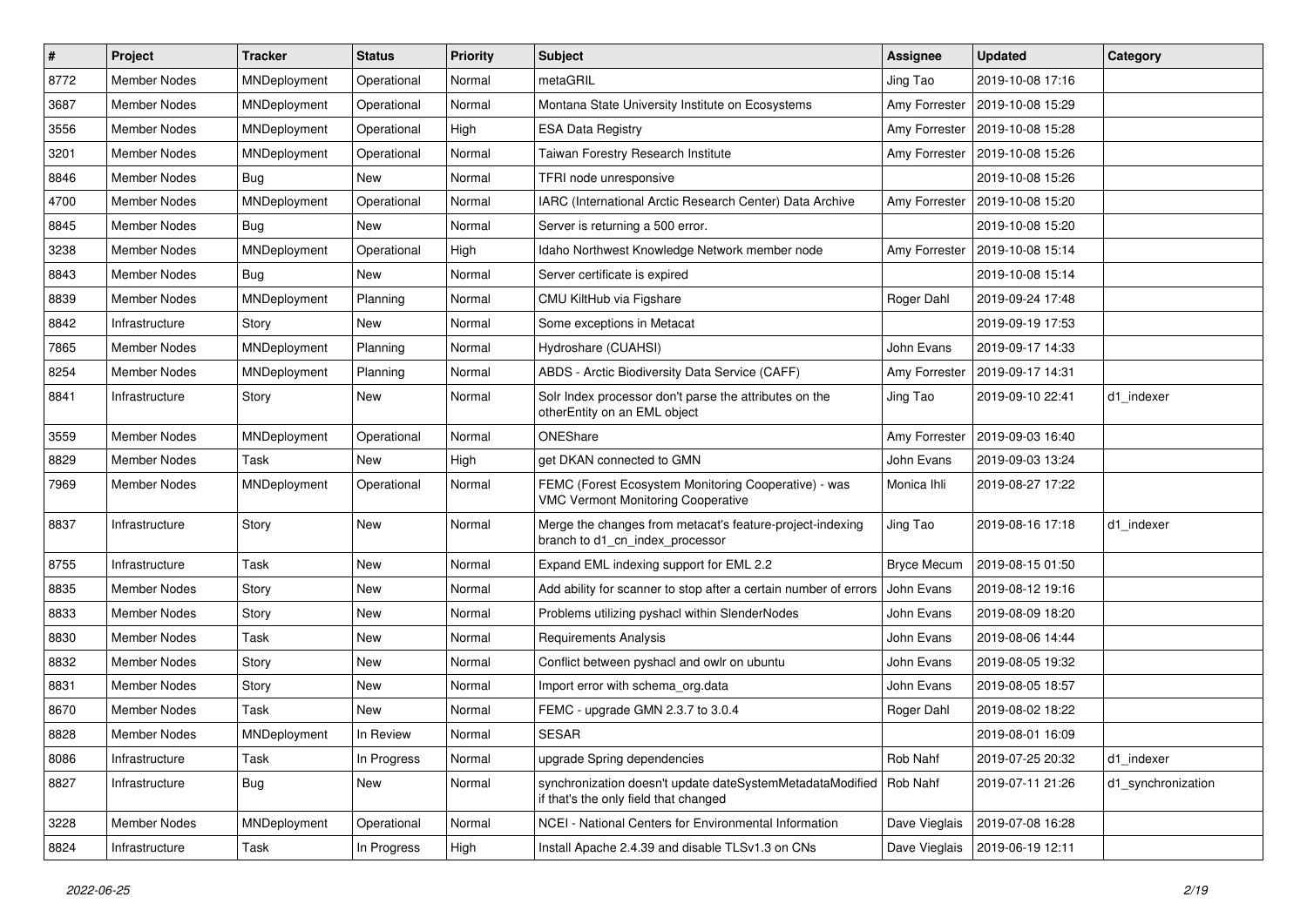| # | Project | Tracker | Status | Priority | Subject | Assignee | Updated | Category |
|---|---|---|---|---|---|---|---|---|
| 8772 | Member Nodes | MNDeployment | Operational | Normal | metaGRIL | Jing Tao | 2019-10-08 17:16 | |
| 3687 | Member Nodes | MNDeployment | Operational | Normal | Montana State University Institute on Ecosystems | Amy Forrester | 2019-10-08 15:29 | |
| 3556 | Member Nodes | MNDeployment | Operational | High | ESA Data Registry | Amy Forrester | 2019-10-08 15:28 | |
| 3201 | Member Nodes | MNDeployment | Operational | Normal | Taiwan Forestry Research Institute | Amy Forrester | 2019-10-08 15:26 | |
| 8846 | Member Nodes | Bug | New | Normal | TFRI node unresponsive | | 2019-10-08 15:26 | |
| 4700 | Member Nodes | MNDeployment | Operational | Normal | IARC (International Arctic Research Center) Data Archive | Amy Forrester | 2019-10-08 15:20 | |
| 8845 | Member Nodes | Bug | New | Normal | Server is returning a 500 error. | | 2019-10-08 15:20 | |
| 3238 | Member Nodes | MNDeployment | Operational | High | Idaho Northwest Knowledge Network member node | Amy Forrester | 2019-10-08 15:14 | |
| 8843 | Member Nodes | Bug | New | Normal | Server certificate is expired | | 2019-10-08 15:14 | |
| 8839 | Member Nodes | MNDeployment | Planning | Normal | CMU KiltHub via Figshare | Roger Dahl | 2019-09-24 17:48 | |
| 8842 | Infrastructure | Story | New | Normal | Some exceptions in Metacat | | 2019-09-19 17:53 | |
| 7865 | Member Nodes | MNDeployment | Planning | Normal | Hydroshare (CUAHSI) | John Evans | 2019-09-17 14:33 | |
| 8254 | Member Nodes | MNDeployment | Planning | Normal | ABDS - Arctic Biodiversity Data Service (CAFF) | Amy Forrester | 2019-09-17 14:31 | |
| 8841 | Infrastructure | Story | New | Normal | Solr Index processor don't parse the attributes on the otherEntity on an EML object | Jing Tao | 2019-09-10 22:41 | d1_indexer |
| 3559 | Member Nodes | MNDeployment | Operational | Normal | ONEShare | Amy Forrester | 2019-09-03 16:40 | |
| 8829 | Member Nodes | Task | New | High | get DKAN connected to GMN | John Evans | 2019-09-03 13:24 | |
| 7969 | Member Nodes | MNDeployment | Operational | Normal | FEMC (Forest Ecosystem Monitoring Cooperative) - was VMC Vermont Monitoring Cooperative | Monica Ihli | 2019-08-27 17:22 | |
| 8837 | Infrastructure | Story | New | Normal | Merge the changes from metacat's feature-project-indexing branch to d1_cn_index_processor | Jing Tao | 2019-08-16 17:18 | d1_indexer |
| 8755 | Infrastructure | Task | New | Normal | Expand EML indexing support for EML 2.2 | Bryce Mecum | 2019-08-15 01:50 | |
| 8835 | Member Nodes | Story | New | Normal | Add ability for scanner to stop after a certain number of errors | John Evans | 2019-08-12 19:16 | |
| 8833 | Member Nodes | Story | New | Normal | Problems utilizing pyshacl within SlenderNodes | John Evans | 2019-08-09 18:20 | |
| 8830 | Member Nodes | Task | New | Normal | Requirements Analysis | John Evans | 2019-08-06 14:44 | |
| 8832 | Member Nodes | Story | New | Normal | Conflict between pyshacl and owlr on ubuntu | John Evans | 2019-08-05 19:32 | |
| 8831 | Member Nodes | Story | New | Normal | Import error with schema_org.data | John Evans | 2019-08-05 18:57 | |
| 8670 | Member Nodes | Task | New | Normal | FEMC - upgrade GMN 2.3.7 to 3.0.4 | Roger Dahl | 2019-08-02 18:22 | |
| 8828 | Member Nodes | MNDeployment | In Review | Normal | SESAR | | 2019-08-01 16:09 | |
| 8086 | Infrastructure | Task | In Progress | Normal | upgrade Spring dependencies | Rob Nahf | 2019-07-25 20:32 | d1_indexer |
| 8827 | Infrastructure | Bug | New | Normal | synchronization doesn't update dateSystemMetadataModified if that's the only field that changed | Rob Nahf | 2019-07-11 21:26 | d1_synchronization |
| 3228 | Member Nodes | MNDeployment | Operational | Normal | NCEI - National Centers for Environmental Information | Dave Vieglais | 2019-07-08 16:28 | |
| 8824 | Infrastructure | Task | In Progress | High | Install Apache 2.4.39 and disable TLSv1.3 on CNs | Dave Vieglais | 2019-06-19 12:11 | |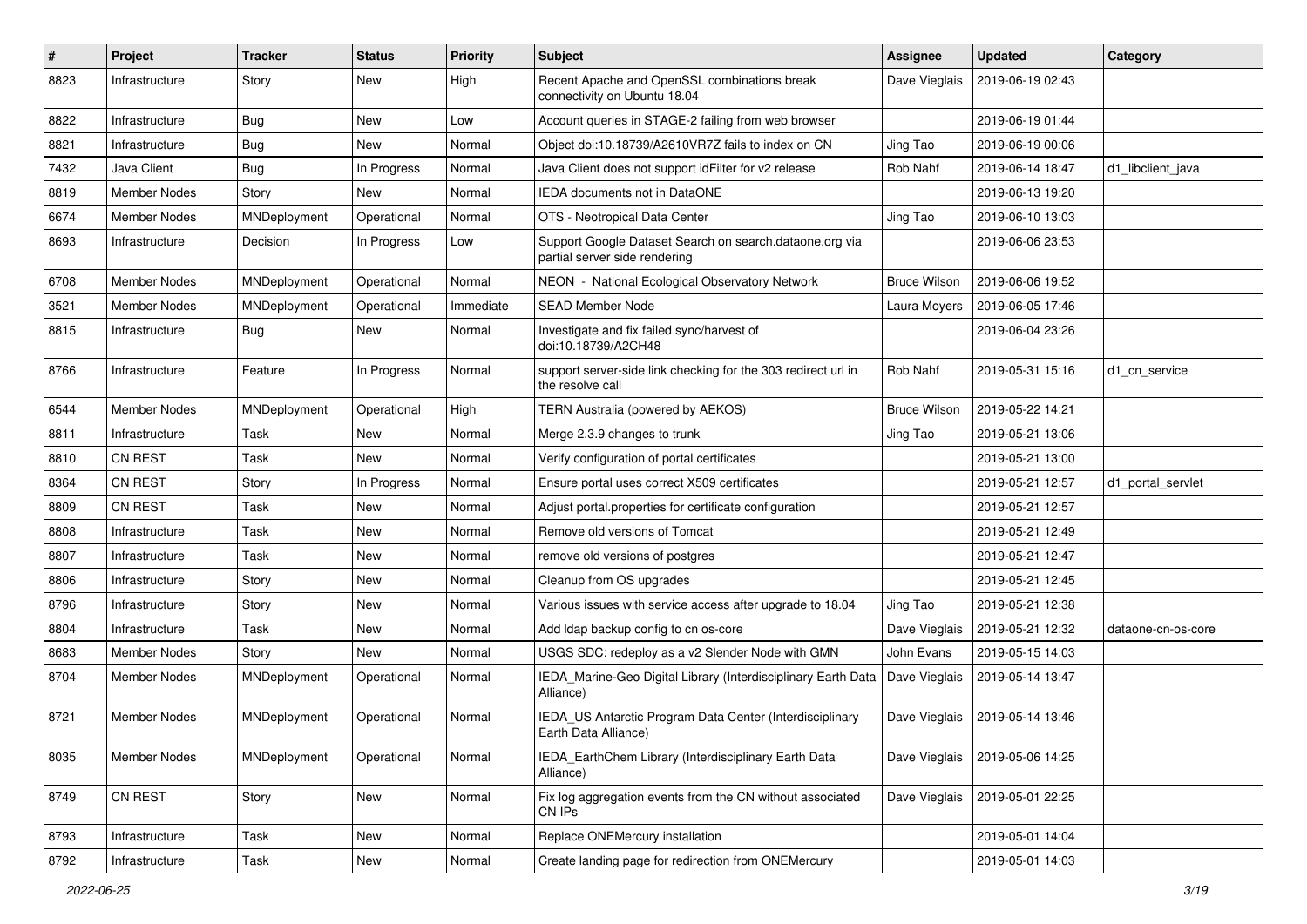| # | Project | Tracker | Status | Priority | Subject | Assignee | Updated | Category |
|---|---|---|---|---|---|---|---|---|
| 8823 | Infrastructure | Story | New | High | Recent Apache and OpenSSL combinations break connectivity on Ubuntu 18.04 | Dave Vieglais | 2019-06-19 02:43 | |
| 8822 | Infrastructure | Bug | New | Low | Account queries in STAGE-2 failing from web browser | | 2019-06-19 01:44 | |
| 8821 | Infrastructure | Bug | New | Normal | Object doi:10.18739/A2610VR7Z fails to index on CN | Jing Tao | 2019-06-19 00:06 | |
| 7432 | Java Client | Bug | In Progress | Normal | Java Client does not support idFilter for v2 release | Rob Nahf | 2019-06-14 18:47 | d1_libclient_java |
| 8819 | Member Nodes | Story | New | Normal | IEDA documents not in DataONE | | 2019-06-13 19:20 | |
| 6674 | Member Nodes | MNDeployment | Operational | Normal | OTS - Neotropical Data Center | Jing Tao | 2019-06-10 13:03 | |
| 8693 | Infrastructure | Decision | In Progress | Low | Support Google Dataset Search on search.dataone.org via partial server side rendering | | 2019-06-06 23:53 | |
| 6708 | Member Nodes | MNDeployment | Operational | Normal | NEON - National Ecological Observatory Network | Bruce Wilson | 2019-06-06 19:52 | |
| 3521 | Member Nodes | MNDeployment | Operational | Immediate | SEAD Member Node | Laura Moyers | 2019-06-05 17:46 | |
| 8815 | Infrastructure | Bug | New | Normal | Investigate and fix failed sync/harvest of doi:10.18739/A2CH48 | | 2019-06-04 23:26 | |
| 8766 | Infrastructure | Feature | In Progress | Normal | support server-side link checking for the 303 redirect url in the resolve call | Rob Nahf | 2019-05-31 15:16 | d1_cn_service |
| 6544 | Member Nodes | MNDeployment | Operational | High | TERN Australia (powered by AEKOS) | Bruce Wilson | 2019-05-22 14:21 | |
| 8811 | Infrastructure | Task | New | Normal | Merge 2.3.9 changes to trunk | Jing Tao | 2019-05-21 13:06 | |
| 8810 | CN REST | Task | New | Normal | Verify configuration of portal certificates | | 2019-05-21 13:00 | |
| 8364 | CN REST | Story | In Progress | Normal | Ensure portal uses correct X509 certificates | | 2019-05-21 12:57 | d1_portal_servlet |
| 8809 | CN REST | Task | New | Normal | Adjust portal.properties for certificate configuration | | 2019-05-21 12:57 | |
| 8808 | Infrastructure | Task | New | Normal | Remove old versions of Tomcat | | 2019-05-21 12:49 | |
| 8807 | Infrastructure | Task | New | Normal | remove old versions of postgres | | 2019-05-21 12:47 | |
| 8806 | Infrastructure | Story | New | Normal | Cleanup from OS upgrades | | 2019-05-21 12:45 | |
| 8796 | Infrastructure | Story | New | Normal | Various issues with service access after upgrade to 18.04 | Jing Tao | 2019-05-21 12:38 | |
| 8804 | Infrastructure | Task | New | Normal | Add ldap backup config to cn os-core | Dave Vieglais | 2019-05-21 12:32 | dataone-cn-os-core |
| 8683 | Member Nodes | Story | New | Normal | USGS SDC: redeploy as a v2 Slender Node with GMN | John Evans | 2019-05-15 14:03 | |
| 8704 | Member Nodes | MNDeployment | Operational | Normal | IEDA_Marine-Geo Digital Library (Interdisciplinary Earth Data Alliance) | Dave Vieglais | 2019-05-14 13:47 | |
| 8721 | Member Nodes | MNDeployment | Operational | Normal | IEDA_US Antarctic Program Data Center (Interdisciplinary Earth Data Alliance) | Dave Vieglais | 2019-05-14 13:46 | |
| 8035 | Member Nodes | MNDeployment | Operational | Normal | IEDA_EarthChem Library (Interdisciplinary Earth Data Alliance) | Dave Vieglais | 2019-05-06 14:25 | |
| 8749 | CN REST | Story | New | Normal | Fix log aggregation events from the CN without associated CN IPs | Dave Vieglais | 2019-05-01 22:25 | |
| 8793 | Infrastructure | Task | New | Normal | Replace ONEMercury installation | | 2019-05-01 14:04 | |
| 8792 | Infrastructure | Task | New | Normal | Create landing page for redirection from ONEMercury | | 2019-05-01 14:03 | |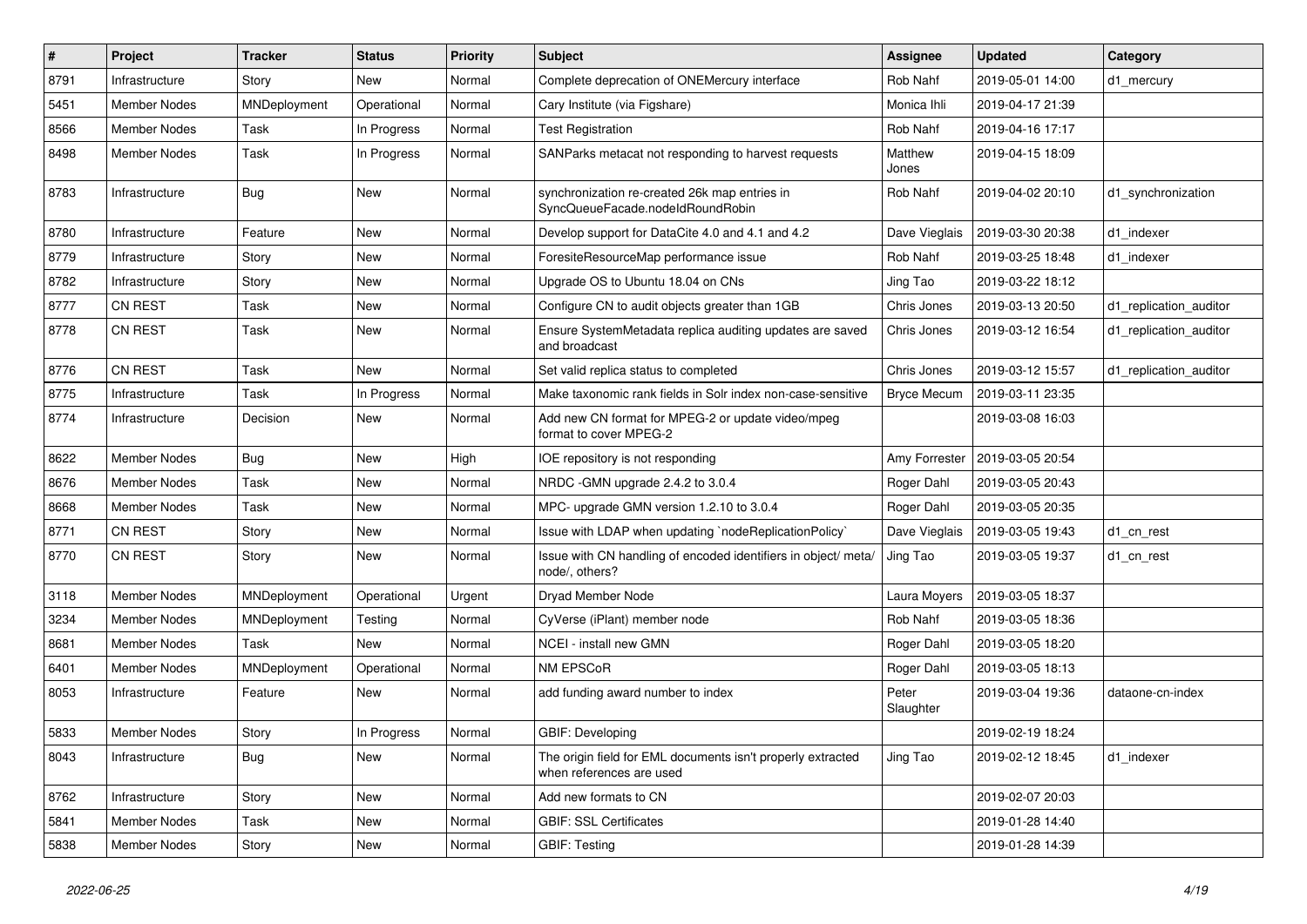| # | Project | Tracker | Status | Priority | Subject | Assignee | Updated | Category |
|---|---|---|---|---|---|---|---|---|
| 8791 | Infrastructure | Story | New | Normal | Complete deprecation of ONEMercury interface | Rob Nahf | 2019-05-01 14:00 | d1_mercury |
| 5451 | Member Nodes | MNDeployment | Operational | Normal | Cary Institute (via Figshare) | Monica Ihli | 2019-04-17 21:39 | |
| 8566 | Member Nodes | Task | In Progress | Normal | Test Registration | Rob Nahf | 2019-04-16 17:17 | |
| 8498 | Member Nodes | Task | In Progress | Normal | SANParks metacat not responding to harvest requests | Matthew Jones | 2019-04-15 18:09 | |
| 8783 | Infrastructure | Bug | New | Normal | synchronization re-created 26k map entries in SyncQueueFacade.nodeIdRoundRobin | Rob Nahf | 2019-04-02 20:10 | d1_synchronization |
| 8780 | Infrastructure | Feature | New | Normal | Develop support for DataCite 4.0 and 4.1 and 4.2 | Dave Vieglais | 2019-03-30 20:38 | d1_indexer |
| 8779 | Infrastructure | Story | New | Normal | ForesiteResourceMap performance issue | Rob Nahf | 2019-03-25 18:48 | d1_indexer |
| 8782 | Infrastructure | Story | New | Normal | Upgrade OS to Ubuntu 18.04 on CNs | Jing Tao | 2019-03-22 18:12 | |
| 8777 | CN REST | Task | New | Normal | Configure CN to audit objects greater than 1GB | Chris Jones | 2019-03-13 20:50 | d1_replication_auditor |
| 8778 | CN REST | Task | New | Normal | Ensure SystemMetadata replica auditing updates are saved and broadcast | Chris Jones | 2019-03-12 16:54 | d1_replication_auditor |
| 8776 | CN REST | Task | New | Normal | Set valid replica status to completed | Chris Jones | 2019-03-12 15:57 | d1_replication_auditor |
| 8775 | Infrastructure | Task | In Progress | Normal | Make taxonomic rank fields in Solr index non-case-sensitive | Bryce Mecum | 2019-03-11 23:35 | |
| 8774 | Infrastructure | Decision | New | Normal | Add new CN format for MPEG-2 or update video/mpeg format to cover MPEG-2 | | 2019-03-08 16:03 | |
| 8622 | Member Nodes | Bug | New | High | IOE repository is not responding | Amy Forrester | 2019-03-05 20:54 | |
| 8676 | Member Nodes | Task | New | Normal | NRDC -GMN upgrade 2.4.2 to 3.0.4 | Roger Dahl | 2019-03-05 20:43 | |
| 8668 | Member Nodes | Task | New | Normal | MPC- upgrade GMN version 1.2.10 to 3.0.4 | Roger Dahl | 2019-03-05 20:35 | |
| 8771 | CN REST | Story | New | Normal | Issue with LDAP when updating `nodeReplicationPolicy` | Dave Vieglais | 2019-03-05 19:43 | d1_cn_rest |
| 8770 | CN REST | Story | New | Normal | Issue with CN handling of encoded identifiers in object/ meta/ node/, others? | Jing Tao | 2019-03-05 19:37 | d1_cn_rest |
| 3118 | Member Nodes | MNDeployment | Operational | Urgent | Dryad Member Node | Laura Moyers | 2019-03-05 18:37 | |
| 3234 | Member Nodes | MNDeployment | Testing | Normal | CyVerse (iPlant) member node | Rob Nahf | 2019-03-05 18:36 | |
| 8681 | Member Nodes | Task | New | Normal | NCEI - install new GMN | Roger Dahl | 2019-03-05 18:20 | |
| 6401 | Member Nodes | MNDeployment | Operational | Normal | NM EPSCoR | Roger Dahl | 2019-03-05 18:13 | |
| 8053 | Infrastructure | Feature | New | Normal | add funding award number to index | Peter Slaughter | 2019-03-04 19:36 | dataone-cn-index |
| 5833 | Member Nodes | Story | In Progress | Normal | GBIF: Developing | | 2019-02-19 18:24 | |
| 8043 | Infrastructure | Bug | New | Normal | The origin field for EML documents isn't properly extracted when references are used | Jing Tao | 2019-02-12 18:45 | d1_indexer |
| 8762 | Infrastructure | Story | New | Normal | Add new formats to CN | | 2019-02-07 20:03 | |
| 5841 | Member Nodes | Task | New | Normal | GBIF: SSL Certificates | | 2019-01-28 14:40 | |
| 5838 | Member Nodes | Story | New | Normal | GBIF: Testing | | 2019-01-28 14:39 | |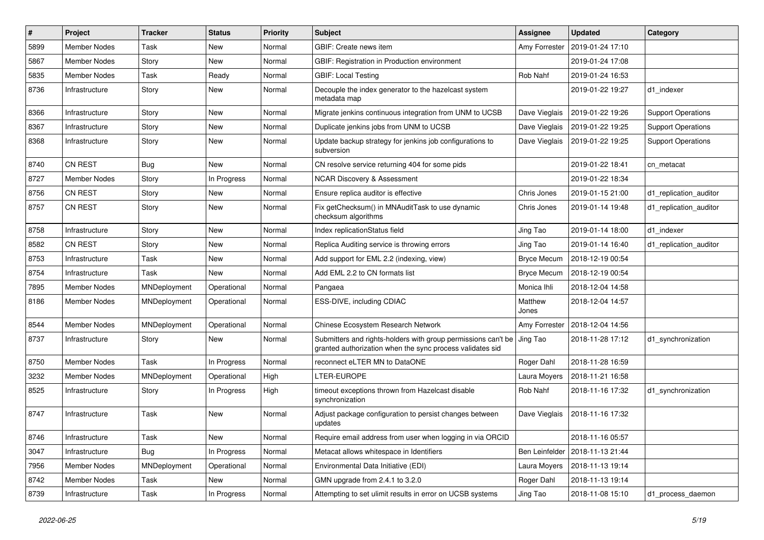| # | Project | Tracker | Status | Priority | Subject | Assignee | Updated | Category |
|---|---|---|---|---|---|---|---|---|
| 5899 | Member Nodes | Task | New | Normal | GBIF: Create news item | Amy Forrester | 2019-01-24 17:10 | |
| 5867 | Member Nodes | Story | New | Normal | GBIF: Registration in Production environment | | 2019-01-24 17:08 | |
| 5835 | Member Nodes | Task | Ready | Normal | GBIF: Local Testing | Rob Nahf | 2019-01-24 16:53 | |
| 8736 | Infrastructure | Story | New | Normal | Decouple the index generator to the hazelcast system metadata map | | 2019-01-22 19:27 | d1_indexer |
| 8366 | Infrastructure | Story | New | Normal | Migrate jenkins continuous integration from UNM to UCSB | Dave Vieglais | 2019-01-22 19:26 | Support Operations |
| 8367 | Infrastructure | Story | New | Normal | Duplicate jenkins jobs from UNM to UCSB | Dave Vieglais | 2019-01-22 19:25 | Support Operations |
| 8368 | Infrastructure | Story | New | Normal | Update backup strategy for jenkins job configurations to subversion | Dave Vieglais | 2019-01-22 19:25 | Support Operations |
| 8740 | CN REST | Bug | New | Normal | CN resolve service returning 404 for some pids | | 2019-01-22 18:41 | cn_metacat |
| 8727 | Member Nodes | Story | In Progress | Normal | NCAR Discovery & Assessment | | 2019-01-22 18:34 | |
| 8756 | CN REST | Story | New | Normal | Ensure replica auditor is effective | Chris Jones | 2019-01-15 21:00 | d1_replication_auditor |
| 8757 | CN REST | Story | New | Normal | Fix getChecksum() in MNAuditTask to use dynamic checksum algorithms | Chris Jones | 2019-01-14 19:48 | d1_replication_auditor |
| 8758 | Infrastructure | Story | New | Normal | Index replicationStatus field | Jing Tao | 2019-01-14 18:00 | d1_indexer |
| 8582 | CN REST | Story | New | Normal | Replica Auditing service is throwing errors | Jing Tao | 2019-01-14 16:40 | d1_replication_auditor |
| 8753 | Infrastructure | Task | New | Normal | Add support for EML 2.2 (indexing, view) | Bryce Mecum | 2018-12-19 00:54 | |
| 8754 | Infrastructure | Task | New | Normal | Add EML 2.2 to CN formats list | Bryce Mecum | 2018-12-19 00:54 | |
| 7895 | Member Nodes | MNDeployment | Operational | Normal | Pangaea | Monica Ihli | 2018-12-04 14:58 | |
| 8186 | Member Nodes | MNDeployment | Operational | Normal | ESS-DIVE, including CDIAC | Matthew Jones | 2018-12-04 14:57 | |
| 8544 | Member Nodes | MNDeployment | Operational | Normal | Chinese Ecosystem Research Network | Amy Forrester | 2018-12-04 14:56 | |
| 8737 | Infrastructure | Story | New | Normal | Submitters and rights-holders with group permissions can't be granted authorization when the sync process validates sid | Jing Tao | 2018-11-28 17:12 | d1_synchronization |
| 8750 | Member Nodes | Task | In Progress | Normal | reconnect eLTER MN to DataONE | Roger Dahl | 2018-11-28 16:59 | |
| 3232 | Member Nodes | MNDeployment | Operational | High | LTER-EUROPE | Laura Moyers | 2018-11-21 16:58 | |
| 8525 | Infrastructure | Story | In Progress | High | timeout exceptions thrown from Hazelcast disable synchronization | Rob Nahf | 2018-11-16 17:32 | d1_synchronization |
| 8747 | Infrastructure | Task | New | Normal | Adjust package configuration to persist changes between updates | Dave Vieglais | 2018-11-16 17:32 | |
| 8746 | Infrastructure | Task | New | Normal | Require email address from user when logging in via ORCID | | 2018-11-16 05:57 | |
| 3047 | Infrastructure | Bug | In Progress | Normal | Metacat allows whitespace in Identifiers | Ben Leinfelder | 2018-11-13 21:44 | |
| 7956 | Member Nodes | MNDeployment | Operational | Normal | Environmental Data Initiative (EDI) | Laura Moyers | 2018-11-13 19:14 | |
| 8742 | Member Nodes | Task | New | Normal | GMN upgrade from 2.4.1 to 3.2.0 | Roger Dahl | 2018-11-13 19:14 | |
| 8739 | Infrastructure | Task | In Progress | Normal | Attempting to set ulimit results in error on UCSB systems | Jing Tao | 2018-11-08 15:10 | d1_process_daemon |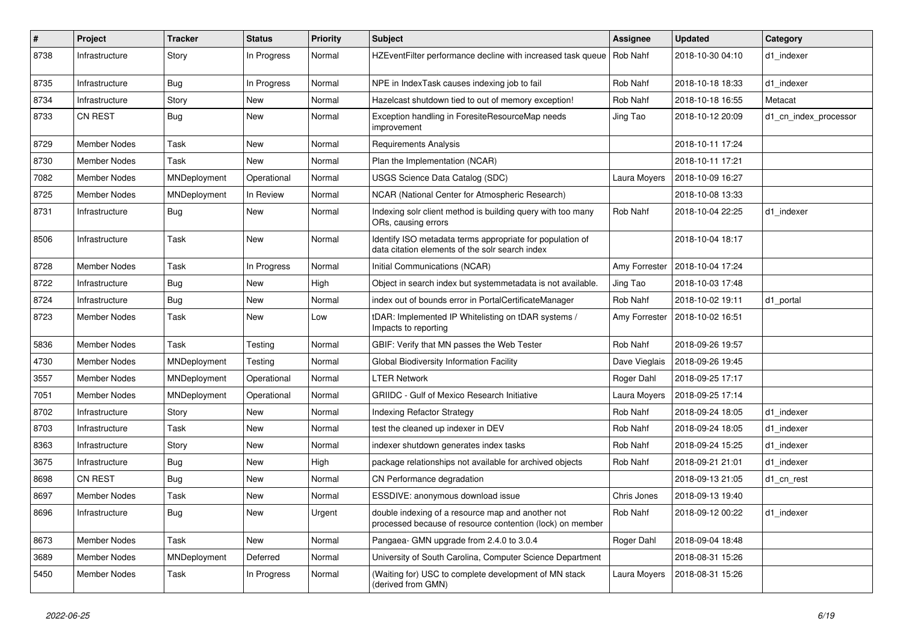| # | Project | Tracker | Status | Priority | Subject | Assignee | Updated | Category |
|---|---|---|---|---|---|---|---|---|
| 8738 | Infrastructure | Story | In Progress | Normal | HZEventFilter performance decline with increased task queue | Rob Nahf | 2018-10-30 04:10 | d1_indexer |
| 8735 | Infrastructure | Bug | In Progress | Normal | NPE in IndexTask causes indexing job to fail | Rob Nahf | 2018-10-18 18:33 | d1_indexer |
| 8734 | Infrastructure | Story | New | Normal | Hazelcast shutdown tied to out of memory exception! | Rob Nahf | 2018-10-18 16:55 | Metacat |
| 8733 | CN REST | Bug | New | Normal | Exception handling in ForesiteResourceMap needs improvement | Jing Tao | 2018-10-12 20:09 | d1_cn_index_processor |
| 8729 | Member Nodes | Task | New | Normal | Requirements Analysis | | 2018-10-11 17:24 | |
| 8730 | Member Nodes | Task | New | Normal | Plan the Implementation (NCAR) | | 2018-10-11 17:21 | |
| 7082 | Member Nodes | MNDeployment | Operational | Normal | USGS Science Data Catalog (SDC) | Laura Moyers | 2018-10-09 16:27 | |
| 8725 | Member Nodes | MNDeployment | In Review | Normal | NCAR (National Center for Atmospheric Research) | | 2018-10-08 13:33 | |
| 8731 | Infrastructure | Bug | New | Normal | Indexing solr client method is building query with too many ORs, causing errors | Rob Nahf | 2018-10-04 22:25 | d1_indexer |
| 8506 | Infrastructure | Task | New | Normal | Identify ISO metadata terms appropriate for population of data citation elements of the solr search index | | 2018-10-04 18:17 | |
| 8728 | Member Nodes | Task | In Progress | Normal | Initial Communications (NCAR) | Amy Forrester | 2018-10-04 17:24 | |
| 8722 | Infrastructure | Bug | New | High | Object in search index but systemmetadata is not available. | Jing Tao | 2018-10-03 17:48 | |
| 8724 | Infrastructure | Bug | New | Normal | index out of bounds error in PortalCertificateManager | Rob Nahf | 2018-10-02 19:11 | d1_portal |
| 8723 | Member Nodes | Task | New | Low | tDAR: Implemented IP Whitelisting on tDAR systems / Impacts to reporting | Amy Forrester | 2018-10-02 16:51 | |
| 5836 | Member Nodes | Task | Testing | Normal | GBIF: Verify that MN passes the Web Tester | Rob Nahf | 2018-09-26 19:57 | |
| 4730 | Member Nodes | MNDeployment | Testing | Normal | Global Biodiversity Information Facility | Dave Vieglais | 2018-09-26 19:45 | |
| 3557 | Member Nodes | MNDeployment | Operational | Normal | LTER Network | Roger Dahl | 2018-09-25 17:17 | |
| 7051 | Member Nodes | MNDeployment | Operational | Normal | GRIIDC - Gulf of Mexico Research Initiative | Laura Moyers | 2018-09-25 17:14 | |
| 8702 | Infrastructure | Story | New | Normal | Indexing Refactor Strategy | Rob Nahf | 2018-09-24 18:05 | d1_indexer |
| 8703 | Infrastructure | Task | New | Normal | test the cleaned up indexer in DEV | Rob Nahf | 2018-09-24 18:05 | d1_indexer |
| 8363 | Infrastructure | Story | New | Normal | indexer shutdown generates index tasks | Rob Nahf | 2018-09-24 15:25 | d1_indexer |
| 3675 | Infrastructure | Bug | New | High | package relationships not available for archived objects | Rob Nahf | 2018-09-21 21:01 | d1_indexer |
| 8698 | CN REST | Bug | New | Normal | CN Performance degradation | | 2018-09-13 21:05 | d1_cn_rest |
| 8697 | Member Nodes | Task | New | Normal | ESSDIVE: anonymous download issue | Chris Jones | 2018-09-13 19:40 | |
| 8696 | Infrastructure | Bug | New | Urgent | double indexing of a resource map and another not processed because of resource contention (lock) on member | Rob Nahf | 2018-09-12 00:22 | d1_indexer |
| 8673 | Member Nodes | Task | New | Normal | Pangaea- GMN upgrade from 2.4.0 to 3.0.4 | Roger Dahl | 2018-09-04 18:48 | |
| 3689 | Member Nodes | MNDeployment | Deferred | Normal | University of South Carolina, Computer Science Department | | 2018-08-31 15:26 | |
| 5450 | Member Nodes | Task | In Progress | Normal | (Waiting for) USC to complete development of MN stack (derived from GMN) | Laura Moyers | 2018-08-31 15:26 | |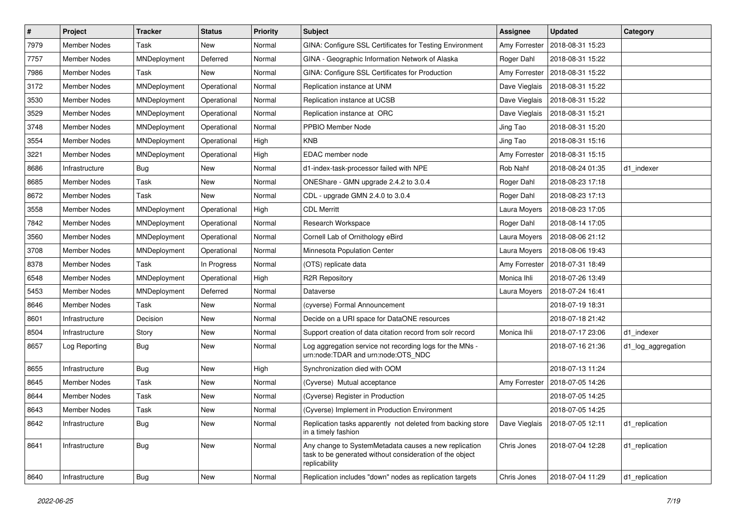| # | Project | Tracker | Status | Priority | Subject | Assignee | Updated | Category |
|---|---|---|---|---|---|---|---|---|
| 7979 | Member Nodes | Task | New | Normal | GINA: Configure SSL Certificates for Testing Environment | Amy Forrester | 2018-08-31 15:23 | |
| 7757 | Member Nodes | MNDeployment | Deferred | Normal | GINA - Geographic Information Network of Alaska | Roger Dahl | 2018-08-31 15:22 | |
| 7986 | Member Nodes | Task | New | Normal | GINA: Configure SSL Certificates for Production | Amy Forrester | 2018-08-31 15:22 | |
| 3172 | Member Nodes | MNDeployment | Operational | Normal | Replication instance at UNM | Dave Vieglais | 2018-08-31 15:22 | |
| 3530 | Member Nodes | MNDeployment | Operational | Normal | Replication instance at UCSB | Dave Vieglais | 2018-08-31 15:22 | |
| 3529 | Member Nodes | MNDeployment | Operational | Normal | Replication instance at ORC | Dave Vieglais | 2018-08-31 15:21 | |
| 3748 | Member Nodes | MNDeployment | Operational | Normal | PPBIO Member Node | Jing Tao | 2018-08-31 15:20 | |
| 3554 | Member Nodes | MNDeployment | Operational | High | KNB | Jing Tao | 2018-08-31 15:16 | |
| 3221 | Member Nodes | MNDeployment | Operational | High | EDAC member node | Amy Forrester | 2018-08-31 15:15 | |
| 8686 | Infrastructure | Bug | New | Normal | d1-index-task-processor failed with NPE | Rob Nahf | 2018-08-24 01:35 | d1_indexer |
| 8685 | Member Nodes | Task | New | Normal | ONEShare - GMN upgrade 2.4.2 to 3.0.4 | Roger Dahl | 2018-08-23 17:18 | |
| 8672 | Member Nodes | Task | New | Normal | CDL - upgrade GMN 2.4.0 to 3.0.4 | Roger Dahl | 2018-08-23 17:13 | |
| 3558 | Member Nodes | MNDeployment | Operational | High | CDL Merritt | Laura Moyers | 2018-08-23 17:05 | |
| 7842 | Member Nodes | MNDeployment | Operational | Normal | Research Workspace | Roger Dahl | 2018-08-14 17:05 | |
| 3560 | Member Nodes | MNDeployment | Operational | Normal | Cornell Lab of Ornithology eBird | Laura Moyers | 2018-08-06 21:12 | |
| 3708 | Member Nodes | MNDeployment | Operational | Normal | Minnesota Population Center | Laura Moyers | 2018-08-06 19:43 | |
| 8378 | Member Nodes | Task | In Progress | Normal | (OTS) replicate data | Amy Forrester | 2018-07-31 18:49 | |
| 6548 | Member Nodes | MNDeployment | Operational | High | R2R Repository | Monica Ihli | 2018-07-26 13:49 | |
| 5453 | Member Nodes | MNDeployment | Deferred | Normal | Dataverse | Laura Moyers | 2018-07-24 16:41 | |
| 8646 | Member Nodes | Task | New | Normal | (cyverse) Formal Announcement | | 2018-07-19 18:31 | |
| 8601 | Infrastructure | Decision | New | Normal | Decide on a URI space for DataONE resources | | 2018-07-18 21:42 | |
| 8504 | Infrastructure | Story | New | Normal | Support creation of data citation record from solr record | Monica Ihli | 2018-07-17 23:06 | d1_indexer |
| 8657 | Log Reporting | Bug | New | Normal | Log aggregation service not recording logs for the MNs - urn:node:TDAR and urn:node:OTS_NDC | | 2018-07-16 21:36 | d1_log_aggregation |
| 8655 | Infrastructure | Bug | New | High | Synchronization died with OOM | | 2018-07-13 11:24 | |
| 8645 | Member Nodes | Task | New | Normal | (Cyverse) Mutual acceptance | Amy Forrester | 2018-07-05 14:26 | |
| 8644 | Member Nodes | Task | New | Normal | (Cyverse) Register in Production | | 2018-07-05 14:25 | |
| 8643 | Member Nodes | Task | New | Normal | (Cyverse) Implement in Production Environment | | 2018-07-05 14:25 | |
| 8642 | Infrastructure | Bug | New | Normal | Replication tasks apparently not deleted from backing store in a timely fashion | Dave Vieglais | 2018-07-05 12:11 | d1_replication |
| 8641 | Infrastructure | Bug | New | Normal | Any change to SystemMetadata causes a new replication task to be generated without consideration of the object replicability | Chris Jones | 2018-07-04 12:28 | d1_replication |
| 8640 | Infrastructure | Bug | New | Normal | Replication includes "down" nodes as replication targets | Chris Jones | 2018-07-04 11:29 | d1_replication |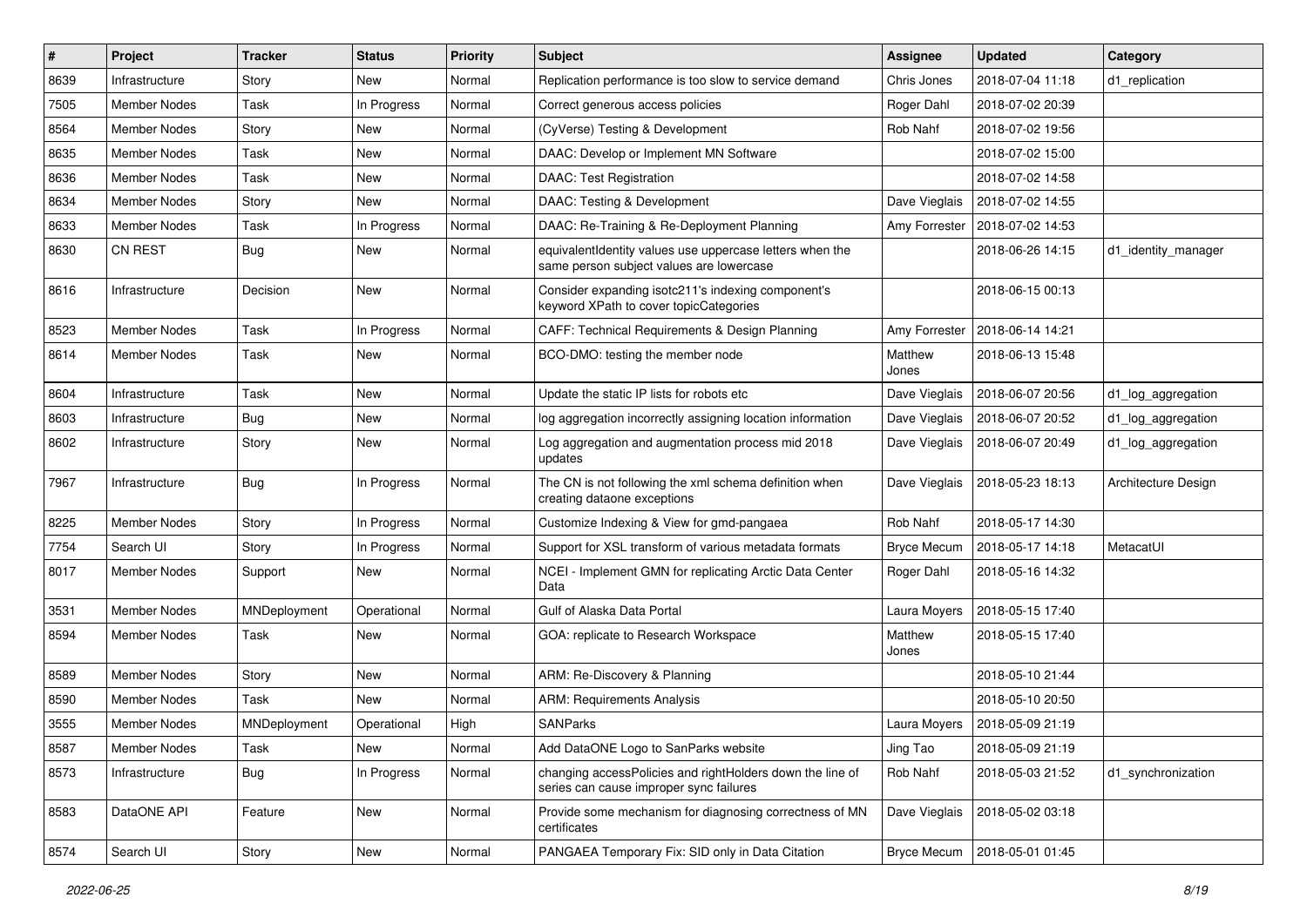| # | Project | Tracker | Status | Priority | Subject | Assignee | Updated | Category |
|---|---|---|---|---|---|---|---|---|
| 8639 | Infrastructure | Story | New | Normal | Replication performance is too slow to service demand | Chris Jones | 2018-07-04 11:18 | d1_replication |
| 7505 | Member Nodes | Task | In Progress | Normal | Correct generous access policies | Roger Dahl | 2018-07-02 20:39 | |
| 8564 | Member Nodes | Story | New | Normal | (CyVerse) Testing & Development | Rob Nahf | 2018-07-02 19:56 | |
| 8635 | Member Nodes | Task | New | Normal | DAAC: Develop or Implement MN Software | | 2018-07-02 15:00 | |
| 8636 | Member Nodes | Task | New | Normal | DAAC: Test Registration | | 2018-07-02 14:58 | |
| 8634 | Member Nodes | Story | New | Normal | DAAC: Testing & Development | Dave Vieglais | 2018-07-02 14:55 | |
| 8633 | Member Nodes | Task | In Progress | Normal | DAAC: Re-Training & Re-Deployment Planning | Amy Forrester | 2018-07-02 14:53 | |
| 8630 | CN REST | Bug | New | Normal | equivalentIdentity values use uppercase letters when the same person subject values are lowercase | | 2018-06-26 14:15 | d1_identity_manager |
| 8616 | Infrastructure | Decision | New | Normal | Consider expanding isotc211's indexing component's keyword XPath to cover topicCategories | | 2018-06-15 00:13 | |
| 8523 | Member Nodes | Task | In Progress | Normal | CAFF: Technical Requirements & Design Planning | Amy Forrester | 2018-06-14 14:21 | |
| 8614 | Member Nodes | Task | New | Normal | BCO-DMO: testing the member node | Matthew Jones | 2018-06-13 15:48 | |
| 8604 | Infrastructure | Task | New | Normal | Update the static IP lists for robots etc | Dave Vieglais | 2018-06-07 20:56 | d1_log_aggregation |
| 8603 | Infrastructure | Bug | New | Normal | log aggregation incorrectly assigning location information | Dave Vieglais | 2018-06-07 20:52 | d1_log_aggregation |
| 8602 | Infrastructure | Story | New | Normal | Log aggregation and augmentation process mid 2018 updates | Dave Vieglais | 2018-06-07 20:49 | d1_log_aggregation |
| 7967 | Infrastructure | Bug | In Progress | Normal | The CN is not following the xml schema definition when creating dataone exceptions | Dave Vieglais | 2018-05-23 18:13 | Architecture Design |
| 8225 | Member Nodes | Story | In Progress | Normal | Customize Indexing & View for gmd-pangaea | Rob Nahf | 2018-05-17 14:30 | |
| 7754 | Search UI | Story | In Progress | Normal | Support for XSL transform of various metadata formats | Bryce Mecum | 2018-05-17 14:18 | MetacatUI |
| 8017 | Member Nodes | Support | New | Normal | NCEI - Implement GMN for replicating Arctic Data Center Data | Roger Dahl | 2018-05-16 14:32 | |
| 3531 | Member Nodes | MNDeployment | Operational | Normal | Gulf of Alaska Data Portal | Laura Moyers | 2018-05-15 17:40 | |
| 8594 | Member Nodes | Task | New | Normal | GOA: replicate to Research Workspace | Matthew Jones | 2018-05-15 17:40 | |
| 8589 | Member Nodes | Story | New | Normal | ARM: Re-Discovery & Planning | | 2018-05-10 21:44 | |
| 8590 | Member Nodes | Task | New | Normal | ARM: Requirements Analysis | | 2018-05-10 20:50 | |
| 3555 | Member Nodes | MNDeployment | Operational | High | SANParks | Laura Moyers | 2018-05-09 21:19 | |
| 8587 | Member Nodes | Task | New | Normal | Add DataONE Logo to SanParks website | Jing Tao | 2018-05-09 21:19 | |
| 8573 | Infrastructure | Bug | In Progress | Normal | changing accessPolicies and rightHolders down the line of series can cause improper sync failures | Rob Nahf | 2018-05-03 21:52 | d1_synchronization |
| 8583 | DataONE API | Feature | New | Normal | Provide some mechanism for diagnosing correctness of MN certificates | Dave Vieglais | 2018-05-02 03:18 | |
| 8574 | Search UI | Story | New | Normal | PANGAEA Temporary Fix: SID only in Data Citation | Bryce Mecum | 2018-05-01 01:45 | |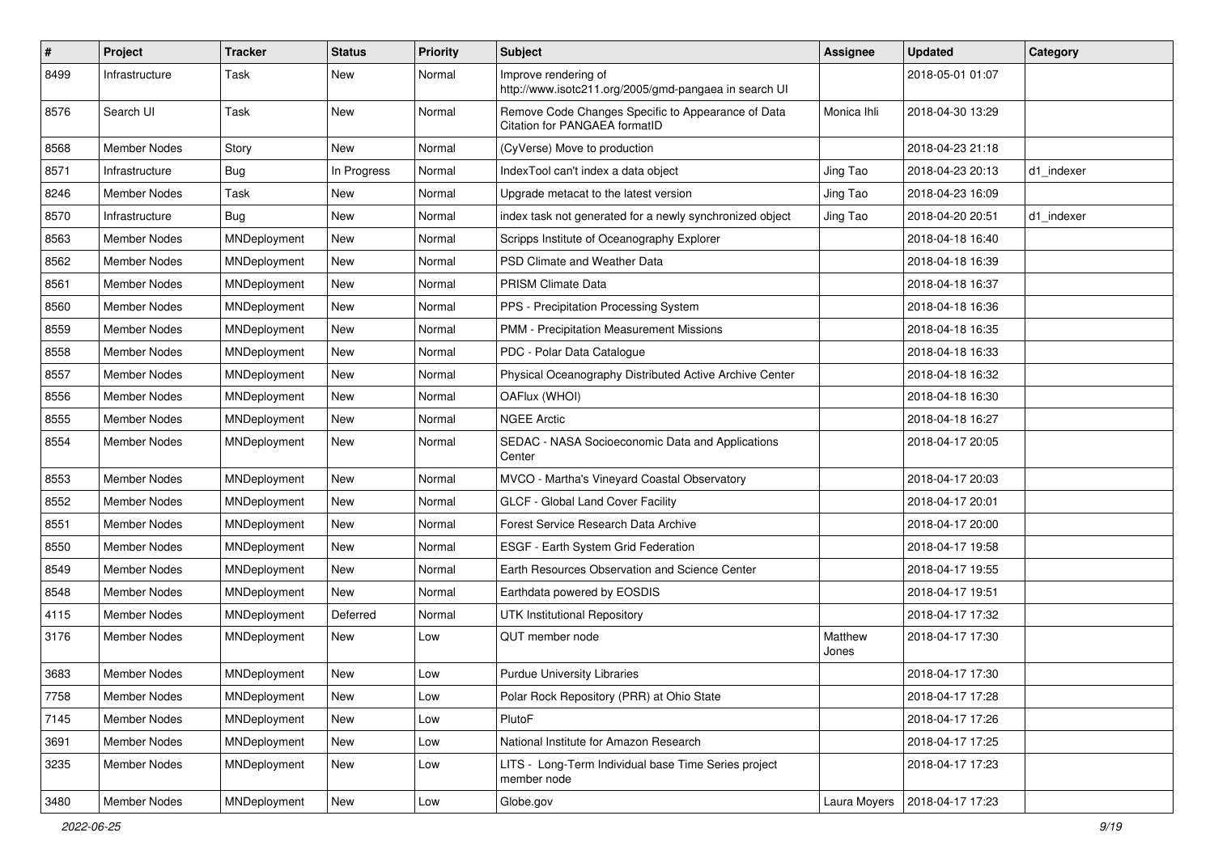| # | Project | Tracker | Status | Priority | Subject | Assignee | Updated | Category |
|---|---|---|---|---|---|---|---|---|
| 8499 | Infrastructure | Task | New | Normal | Improve rendering of http://www.isotc211.org/2005/gmd-pangaea in search UI | | 2018-05-01 01:07 | |
| 8576 | Search UI | Task | New | Normal | Remove Code Changes Specific to Appearance of Data Citation for PANGAEA formatID | Monica Ihli | 2018-04-30 13:29 | |
| 8568 | Member Nodes | Story | New | Normal | (CyVerse) Move to production | | 2018-04-23 21:18 | |
| 8571 | Infrastructure | Bug | In Progress | Normal | IndexTool can't index a data object | Jing Tao | 2018-04-23 20:13 | d1_indexer |
| 8246 | Member Nodes | Task | New | Normal | Upgrade metacat to the latest version | Jing Tao | 2018-04-23 16:09 | |
| 8570 | Infrastructure | Bug | New | Normal | index task not generated for a newly synchronized object | Jing Tao | 2018-04-20 20:51 | d1_indexer |
| 8563 | Member Nodes | MNDeployment | New | Normal | Scripps Institute of Oceanography Explorer | | 2018-04-18 16:40 | |
| 8562 | Member Nodes | MNDeployment | New | Normal | PSD Climate and Weather Data | | 2018-04-18 16:39 | |
| 8561 | Member Nodes | MNDeployment | New | Normal | PRISM Climate Data | | 2018-04-18 16:37 | |
| 8560 | Member Nodes | MNDeployment | New | Normal | PPS - Precipitation Processing System | | 2018-04-18 16:36 | |
| 8559 | Member Nodes | MNDeployment | New | Normal | PMM - Precipitation Measurement Missions | | 2018-04-18 16:35 | |
| 8558 | Member Nodes | MNDeployment | New | Normal | PDC - Polar Data Catalogue | | 2018-04-18 16:33 | |
| 8557 | Member Nodes | MNDeployment | New | Normal | Physical Oceanography Distributed Active Archive Center | | 2018-04-18 16:32 | |
| 8556 | Member Nodes | MNDeployment | New | Normal | OAFlux (WHOI) | | 2018-04-18 16:30 | |
| 8555 | Member Nodes | MNDeployment | New | Normal | NGEE Arctic | | 2018-04-18 16:27 | |
| 8554 | Member Nodes | MNDeployment | New | Normal | SEDAC - NASA Socioeconomic Data and Applications Center | | 2018-04-17 20:05 | |
| 8553 | Member Nodes | MNDeployment | New | Normal | MVCO - Martha's Vineyard Coastal Observatory | | 2018-04-17 20:03 | |
| 8552 | Member Nodes | MNDeployment | New | Normal | GLCF - Global Land Cover Facility | | 2018-04-17 20:01 | |
| 8551 | Member Nodes | MNDeployment | New | Normal | Forest Service Research Data Archive | | 2018-04-17 20:00 | |
| 8550 | Member Nodes | MNDeployment | New | Normal | ESGF - Earth System Grid Federation | | 2018-04-17 19:58 | |
| 8549 | Member Nodes | MNDeployment | New | Normal | Earth Resources Observation and Science Center | | 2018-04-17 19:55 | |
| 8548 | Member Nodes | MNDeployment | New | Normal | Earthdata powered by EOSDIS | | 2018-04-17 19:51 | |
| 4115 | Member Nodes | MNDeployment | Deferred | Normal | UTK Institutional Repository | | 2018-04-17 17:32 | |
| 3176 | Member Nodes | MNDeployment | New | Low | QUT member node | Matthew Jones | 2018-04-17 17:30 | |
| 3683 | Member Nodes | MNDeployment | New | Low | Purdue University Libraries | | 2018-04-17 17:30 | |
| 7758 | Member Nodes | MNDeployment | New | Low | Polar Rock Repository (PRR) at Ohio State | | 2018-04-17 17:28 | |
| 7145 | Member Nodes | MNDeployment | New | Low | PlutoF | | 2018-04-17 17:26 | |
| 3691 | Member Nodes | MNDeployment | New | Low | National Institute for Amazon Research | | 2018-04-17 17:25 | |
| 3235 | Member Nodes | MNDeployment | New | Low | LITS - Long-Term Individual base Time Series project member node | | 2018-04-17 17:23 | |
| 3480 | Member Nodes | MNDeployment | New | Low | Globe.gov | Laura Moyers | 2018-04-17 17:23 | |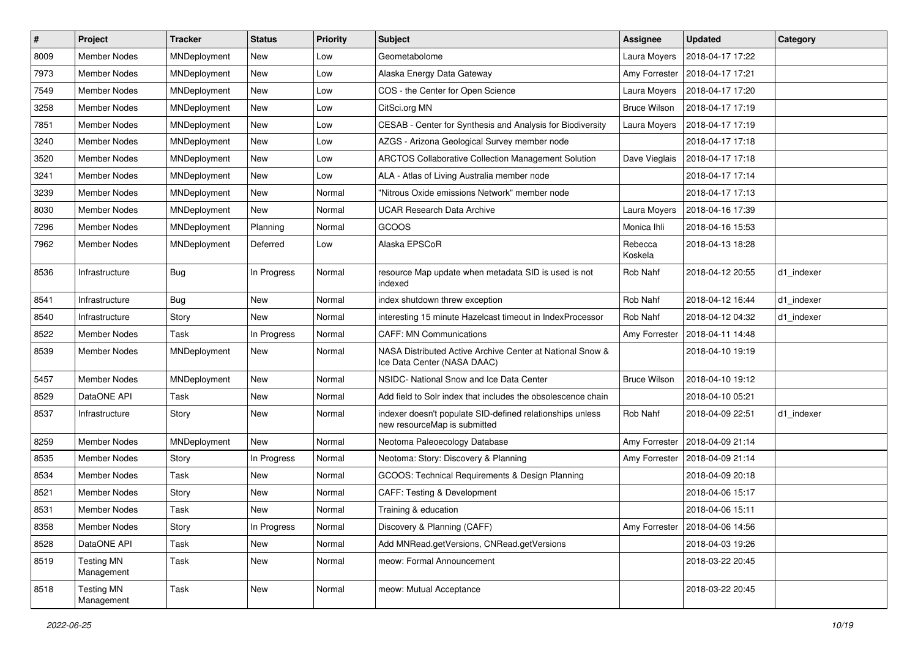| # | Project | Tracker | Status | Priority | Subject | Assignee | Updated | Category |
|---|---|---|---|---|---|---|---|---|
| 8009 | Member Nodes | MNDeployment | New | Low | Geometabolome | Laura Moyers | 2018-04-17 17:22 | |
| 7973 | Member Nodes | MNDeployment | New | Low | Alaska Energy Data Gateway | Amy Forrester | 2018-04-17 17:21 | |
| 7549 | Member Nodes | MNDeployment | New | Low | COS - the Center for Open Science | Laura Moyers | 2018-04-17 17:20 | |
| 3258 | Member Nodes | MNDeployment | New | Low | CitSci.org MN | Bruce Wilson | 2018-04-17 17:19 | |
| 7851 | Member Nodes | MNDeployment | New | Low | CESAB - Center for Synthesis and Analysis for Biodiversity | Laura Moyers | 2018-04-17 17:19 | |
| 3240 | Member Nodes | MNDeployment | New | Low | AZGS - Arizona Geological Survey member node | | 2018-04-17 17:18 | |
| 3520 | Member Nodes | MNDeployment | New | Low | ARCTOS Collaborative Collection Management Solution | Dave Vieglais | 2018-04-17 17:18 | |
| 3241 | Member Nodes | MNDeployment | New | Low | ALA - Atlas of Living Australia member node | | 2018-04-17 17:14 | |
| 3239 | Member Nodes | MNDeployment | New | Normal | "Nitrous Oxide emissions Network" member node | | 2018-04-17 17:13 | |
| 8030 | Member Nodes | MNDeployment | New | Normal | UCAR Research Data Archive | Laura Moyers | 2018-04-16 17:39 | |
| 7296 | Member Nodes | MNDeployment | Planning | Normal | GCOOS | Monica Ihli | 2018-04-16 15:53 | |
| 7962 | Member Nodes | MNDeployment | Deferred | Low | Alaska EPSCoR | Rebecca Koskela | 2018-04-13 18:28 | |
| 8536 | Infrastructure | Bug | In Progress | Normal | resource Map update when metadata SID is used is not indexed | Rob Nahf | 2018-04-12 20:55 | d1_indexer |
| 8541 | Infrastructure | Bug | New | Normal | index shutdown threw exception | Rob Nahf | 2018-04-12 16:44 | d1_indexer |
| 8540 | Infrastructure | Story | New | Normal | interesting 15 minute Hazelcast timeout in IndexProcessor | Rob Nahf | 2018-04-12 04:32 | d1_indexer |
| 8522 | Member Nodes | Task | In Progress | Normal | CAFF: MN Communications | Amy Forrester | 2018-04-11 14:48 | |
| 8539 | Member Nodes | MNDeployment | New | Normal | NASA Distributed Active Archive Center at National Snow & Ice Data Center (NASA DAAC) | | 2018-04-10 19:19 | |
| 5457 | Member Nodes | MNDeployment | New | Normal | NSIDC- National Snow and Ice Data Center | Bruce Wilson | 2018-04-10 19:12 | |
| 8529 | DataONE API | Task | New | Normal | Add field to Solr index that includes the obsolescence chain | | 2018-04-10 05:21 | |
| 8537 | Infrastructure | Story | New | Normal | indexer doesn't populate SID-defined relationships unless new resourceMap is submitted | Rob Nahf | 2018-04-09 22:51 | d1_indexer |
| 8259 | Member Nodes | MNDeployment | New | Normal | Neotoma Paleoecology Database | Amy Forrester | 2018-04-09 21:14 | |
| 8535 | Member Nodes | Story | In Progress | Normal | Neotoma: Story: Discovery & Planning | Amy Forrester | 2018-04-09 21:14 | |
| 8534 | Member Nodes | Task | New | Normal | GCOOS: Technical Requirements & Design Planning | | 2018-04-09 20:18 | |
| 8521 | Member Nodes | Story | New | Normal | CAFF: Testing & Development | | 2018-04-06 15:17 | |
| 8531 | Member Nodes | Task | New | Normal | Training & education | | 2018-04-06 15:11 | |
| 8358 | Member Nodes | Story | In Progress | Normal | Discovery & Planning (CAFF) | Amy Forrester | 2018-04-06 14:56 | |
| 8528 | DataONE API | Task | New | Normal | Add MNRead.getVersions, CNRead.getVersions | | 2018-04-03 19:26 | |
| 8519 | Testing MN Management | Task | New | Normal | meow: Formal Announcement | | 2018-03-22 20:45 | |
| 8518 | Testing MN Management | Task | New | Normal | meow: Mutual Acceptance | | 2018-03-22 20:45 | |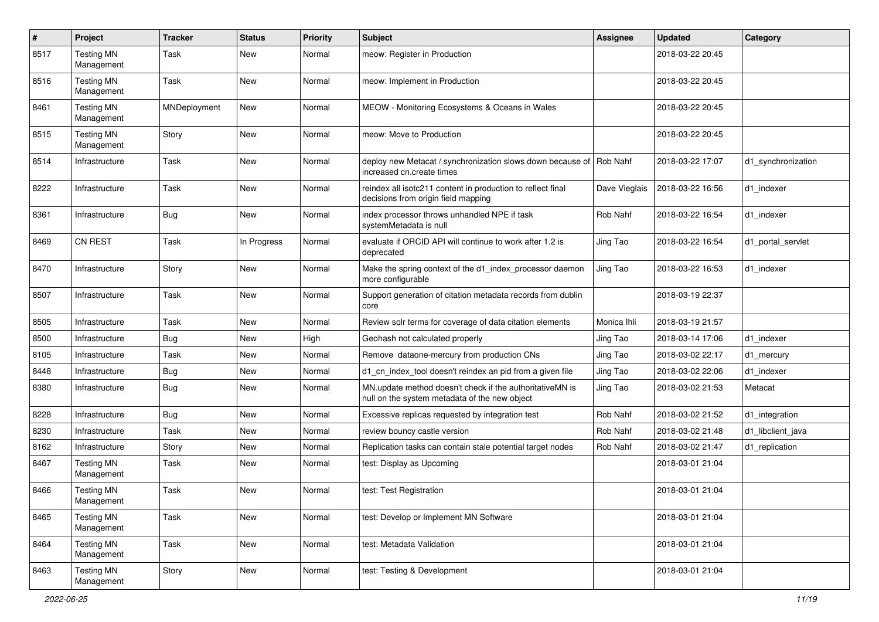| # | Project | Tracker | Status | Priority | Subject | Assignee | Updated | Category |
|---|---|---|---|---|---|---|---|---|
| 8517 | Testing MN Management | Task | New | Normal | meow: Register in Production | | 2018-03-22 20:45 | |
| 8516 | Testing MN Management | Task | New | Normal | meow: Implement in Production | | 2018-03-22 20:45 | |
| 8461 | Testing MN Management | MNDeployment | New | Normal | MEOW - Monitoring Ecosystems & Oceans in Wales | | 2018-03-22 20:45 | |
| 8515 | Testing MN Management | Story | New | Normal | meow: Move to Production | | 2018-03-22 20:45 | |
| 8514 | Infrastructure | Task | New | Normal | deploy new Metacat / synchronization slows down because of increased cn.create times | Rob Nahf | 2018-03-22 17:07 | d1_synchronization |
| 8222 | Infrastructure | Task | New | Normal | reindex all isotc211 content in production to reflect final decisions from origin field mapping | Dave Vieglais | 2018-03-22 16:56 | d1_indexer |
| 8361 | Infrastructure | Bug | New | Normal | index processor throws unhandled NPE if task systemMetadata is null | Rob Nahf | 2018-03-22 16:54 | d1_indexer |
| 8469 | CN REST | Task | In Progress | Normal | evaluate if ORCID API will continue to work after 1.2 is deprecated | Jing Tao | 2018-03-22 16:54 | d1_portal_servlet |
| 8470 | Infrastructure | Story | New | Normal | Make the spring context of the d1_index_processor daemon more configurable | Jing Tao | 2018-03-22 16:53 | d1_indexer |
| 8507 | Infrastructure | Task | New | Normal | Support generation of citation metadata records from dublin core | | 2018-03-19 22:37 | |
| 8505 | Infrastructure | Task | New | Normal | Review solr terms for coverage of data citation elements | Monica Ihli | 2018-03-19 21:57 | |
| 8500 | Infrastructure | Bug | New | High | Geohash not calculated properly | Jing Tao | 2018-03-14 17:06 | d1_indexer |
| 8105 | Infrastructure | Task | New | Normal | Remove dataone-mercury from production CNs | Jing Tao | 2018-03-02 22:17 | d1_mercury |
| 8448 | Infrastructure | Bug | New | Normal | d1_cn_index_tool doesn't reindex an pid from a given file | Jing Tao | 2018-03-02 22:06 | d1_indexer |
| 8380 | Infrastructure | Bug | New | Normal | MN.update method doesn't check if the authoritativeMN is null on the system metadata of the new object | Jing Tao | 2018-03-02 21:53 | Metacat |
| 8228 | Infrastructure | Bug | New | Normal | Excessive replicas requested by integration test | Rob Nahf | 2018-03-02 21:52 | d1_integration |
| 8230 | Infrastructure | Task | New | Normal | review bouncy castle version | Rob Nahf | 2018-03-02 21:48 | d1_libclient_java |
| 8162 | Infrastructure | Story | New | Normal | Replication tasks can contain stale potential target nodes | Rob Nahf | 2018-03-02 21:47 | d1_replication |
| 8467 | Testing MN Management | Task | New | Normal | test: Display as Upcoming | | 2018-03-01 21:04 | |
| 8466 | Testing MN Management | Task | New | Normal | test: Test Registration | | 2018-03-01 21:04 | |
| 8465 | Testing MN Management | Task | New | Normal | test: Develop or Implement MN Software | | 2018-03-01 21:04 | |
| 8464 | Testing MN Management | Task | New | Normal | test: Metadata Validation | | 2018-03-01 21:04 | |
| 8463 | Testing MN Management | Story | New | Normal | test: Testing & Development | | 2018-03-01 21:04 | |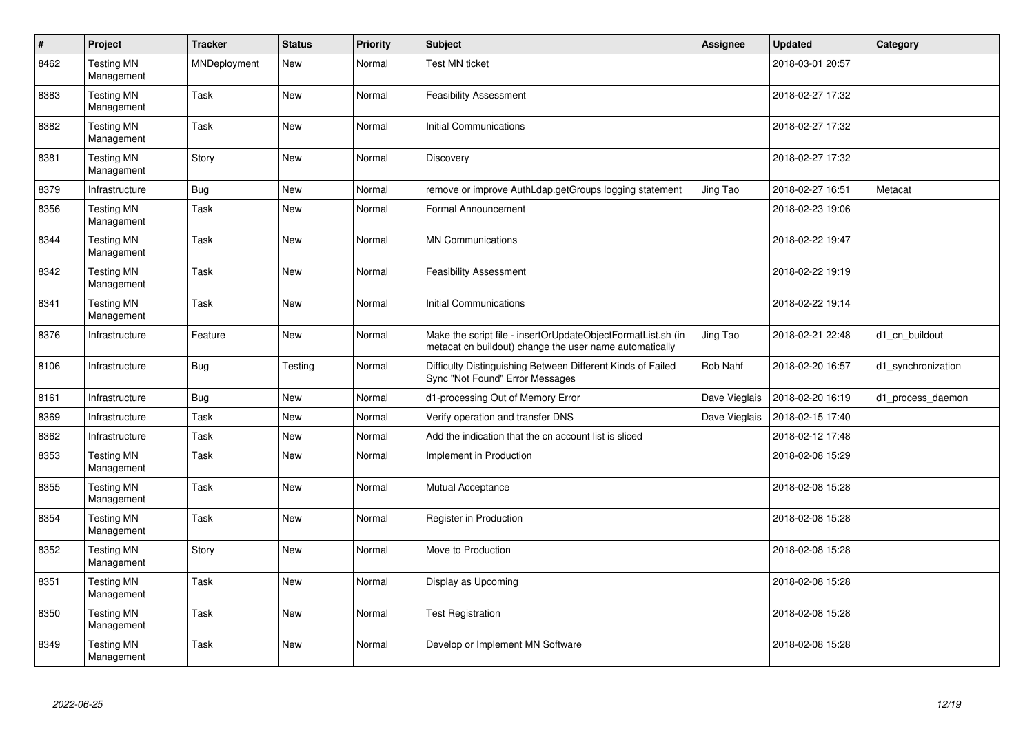| # | Project | Tracker | Status | Priority | Subject | Assignee | Updated | Category |
|---|---|---|---|---|---|---|---|---|
| 8462 | Testing MN Management | MNDeployment | New | Normal | Test MN ticket | | 2018-03-01 20:57 | |
| 8383 | Testing MN Management | Task | New | Normal | Feasibility Assessment | | 2018-02-27 17:32 | |
| 8382 | Testing MN Management | Task | New | Normal | Initial Communications | | 2018-02-27 17:32 | |
| 8381 | Testing MN Management | Story | New | Normal | Discovery | | 2018-02-27 17:32 | |
| 8379 | Infrastructure | Bug | New | Normal | remove or improve AuthLdap.getGroups logging statement | Jing Tao | 2018-02-27 16:51 | Metacat |
| 8356 | Testing MN Management | Task | New | Normal | Formal Announcement | | 2018-02-23 19:06 | |
| 8344 | Testing MN Management | Task | New | Normal | MN Communications | | 2018-02-22 19:47 | |
| 8342 | Testing MN Management | Task | New | Normal | Feasibility Assessment | | 2018-02-22 19:19 | |
| 8341 | Testing MN Management | Task | New | Normal | Initial Communications | | 2018-02-22 19:14 | |
| 8376 | Infrastructure | Feature | New | Normal | Make the script file - insertOrUpdateObjectFormatList.sh (in metacat cn buildout) change the user name automatically | Jing Tao | 2018-02-21 22:48 | d1_cn_buildout |
| 8106 | Infrastructure | Bug | Testing | Normal | Difficulty Distinguishing Between Different Kinds of Failed Sync "Not Found" Error Messages | Rob Nahf | 2018-02-20 16:57 | d1_synchronization |
| 8161 | Infrastructure | Bug | New | Normal | d1-processing Out of Memory Error | Dave Vieglais | 2018-02-20 16:19 | d1_process_daemon |
| 8369 | Infrastructure | Task | New | Normal | Verify operation and transfer DNS | Dave Vieglais | 2018-02-15 17:40 | |
| 8362 | Infrastructure | Task | New | Normal | Add the indication that the cn account list is sliced | | 2018-02-12 17:48 | |
| 8353 | Testing MN Management | Task | New | Normal | Implement in Production | | 2018-02-08 15:29 | |
| 8355 | Testing MN Management | Task | New | Normal | Mutual Acceptance | | 2018-02-08 15:28 | |
| 8354 | Testing MN Management | Task | New | Normal | Register in Production | | 2018-02-08 15:28 | |
| 8352 | Testing MN Management | Story | New | Normal | Move to Production | | 2018-02-08 15:28 | |
| 8351 | Testing MN Management | Task | New | Normal | Display as Upcoming | | 2018-02-08 15:28 | |
| 8350 | Testing MN Management | Task | New | Normal | Test Registration | | 2018-02-08 15:28 | |
| 8349 | Testing MN Management | Task | New | Normal | Develop or Implement MN Software | | 2018-02-08 15:28 | |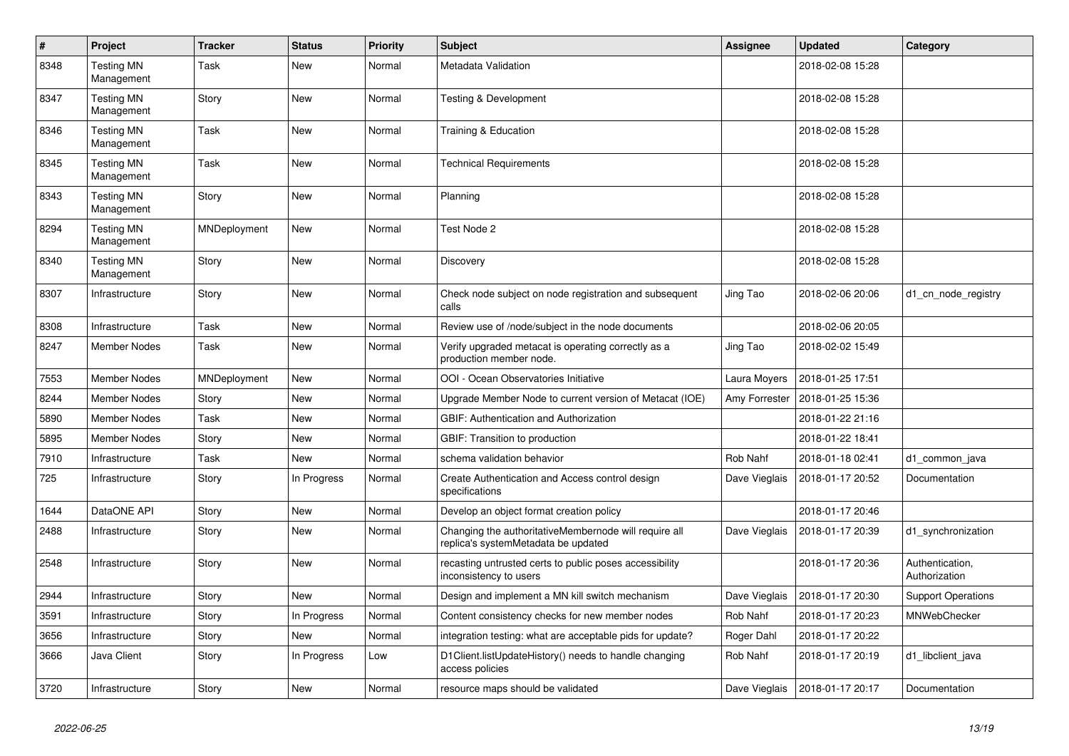| # | Project | Tracker | Status | Priority | Subject | Assignee | Updated | Category |
|---|---|---|---|---|---|---|---|---|
| 8348 | Testing MN Management | Task | New | Normal | Metadata Validation | | 2018-02-08 15:28 | |
| 8347 | Testing MN Management | Story | New | Normal | Testing & Development | | 2018-02-08 15:28 | |
| 8346 | Testing MN Management | Task | New | Normal | Training & Education | | 2018-02-08 15:28 | |
| 8345 | Testing MN Management | Task | New | Normal | Technical Requirements | | 2018-02-08 15:28 | |
| 8343 | Testing MN Management | Story | New | Normal | Planning | | 2018-02-08 15:28 | |
| 8294 | Testing MN Management | MNDeployment | New | Normal | Test Node 2 | | 2018-02-08 15:28 | |
| 8340 | Testing MN Management | Story | New | Normal | Discovery | | 2018-02-08 15:28 | |
| 8307 | Infrastructure | Story | New | Normal | Check node subject on node registration and subsequent calls | Jing Tao | 2018-02-06 20:06 | d1_cn_node_registry |
| 8308 | Infrastructure | Task | New | Normal | Review use of /node/subject in the node documents | | 2018-02-06 20:05 | |
| 8247 | Member Nodes | Task | New | Normal | Verify upgraded metacat is operating correctly as a production member node. | Jing Tao | 2018-02-02 15:49 | |
| 7553 | Member Nodes | MNDeployment | New | Normal | OOI - Ocean Observatories Initiative | Laura Moyers | 2018-01-25 17:51 | |
| 8244 | Member Nodes | Story | New | Normal | Upgrade Member Node to current version of Metacat (IOE) | Amy Forrester | 2018-01-25 15:36 | |
| 5890 | Member Nodes | Task | New | Normal | GBIF: Authentication and Authorization | | 2018-01-22 21:16 | |
| 5895 | Member Nodes | Story | New | Normal | GBIF: Transition to production | | 2018-01-22 18:41 | |
| 7910 | Infrastructure | Task | New | Normal | schema validation behavior | Rob Nahf | 2018-01-18 02:41 | d1_common_java |
| 725 | Infrastructure | Story | In Progress | Normal | Create Authentication and Access control design specifications | Dave Vieglais | 2018-01-17 20:52 | Documentation |
| 1644 | DataONE API | Story | New | Normal | Develop an object format creation policy | | 2018-01-17 20:46 | |
| 2488 | Infrastructure | Story | New | Normal | Changing the authoritativeMembernode will require all replica's systemMetadata be updated | Dave Vieglais | 2018-01-17 20:39 | d1_synchronization |
| 2548 | Infrastructure | Story | New | Normal | recasting untrusted certs to public poses accessibility inconsistency to users | | 2018-01-17 20:36 | Authentication, Authorization |
| 2944 | Infrastructure | Story | New | Normal | Design and implement a MN kill switch mechanism | Dave Vieglais | 2018-01-17 20:30 | Support Operations |
| 3591 | Infrastructure | Story | In Progress | Normal | Content consistency checks for new member nodes | Rob Nahf | 2018-01-17 20:23 | MNWebChecker |
| 3656 | Infrastructure | Story | New | Normal | integration testing: what are acceptable pids for update? | Roger Dahl | 2018-01-17 20:22 | |
| 3666 | Java Client | Story | In Progress | Low | D1Client.listUpdateHistory() needs to handle changing access policies | Rob Nahf | 2018-01-17 20:19 | d1_libclient_java |
| 3720 | Infrastructure | Story | New | Normal | resource maps should be validated | Dave Vieglais | 2018-01-17 20:17 | Documentation |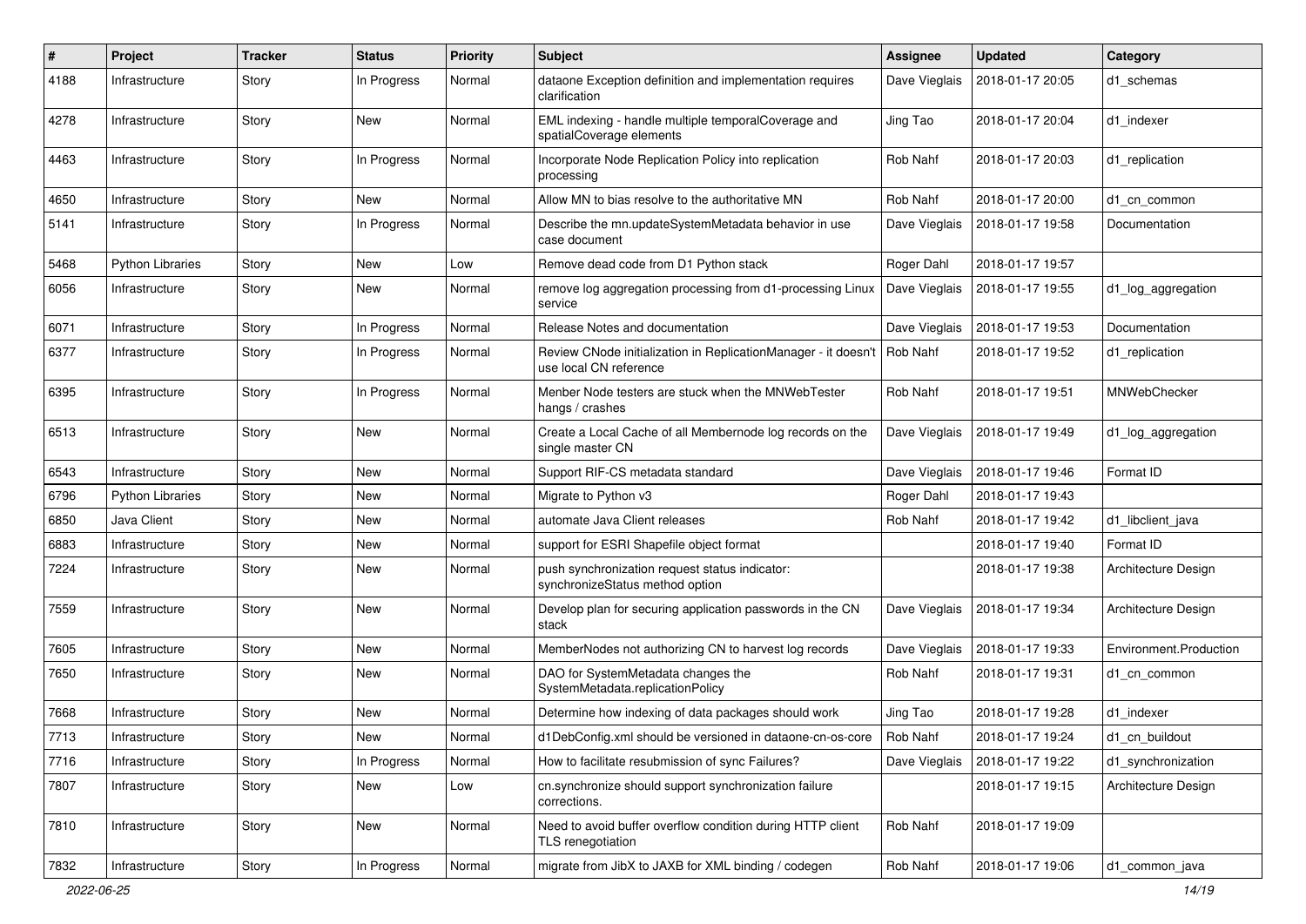| # | Project | Tracker | Status | Priority | Subject | Assignee | Updated | Category |
|---|---|---|---|---|---|---|---|---|
| 4188 | Infrastructure | Story | In Progress | Normal | dataone Exception definition and implementation requires clarification | Dave Vieglais | 2018-01-17 20:05 | d1_schemas |
| 4278 | Infrastructure | Story | New | Normal | EML indexing - handle multiple temporalCoverage and spatialCoverage elements | Jing Tao | 2018-01-17 20:04 | d1_indexer |
| 4463 | Infrastructure | Story | In Progress | Normal | Incorporate Node Replication Policy into replication processing | Rob Nahf | 2018-01-17 20:03 | d1_replication |
| 4650 | Infrastructure | Story | New | Normal | Allow MN to bias resolve to the authoritative MN | Rob Nahf | 2018-01-17 20:00 | d1_cn_common |
| 5141 | Infrastructure | Story | In Progress | Normal | Describe the mn.updateSystemMetadata behavior in use case document | Dave Vieglais | 2018-01-17 19:58 | Documentation |
| 5468 | Python Libraries | Story | New | Low | Remove dead code from D1 Python stack | Roger Dahl | 2018-01-17 19:57 | |
| 6056 | Infrastructure | Story | New | Normal | remove log aggregation processing from d1-processing Linux service | Dave Vieglais | 2018-01-17 19:55 | d1_log_aggregation |
| 6071 | Infrastructure | Story | In Progress | Normal | Release Notes and documentation | Dave Vieglais | 2018-01-17 19:53 | Documentation |
| 6377 | Infrastructure | Story | In Progress | Normal | Review CNode initialization in ReplicationManager - it doesn't use local CN reference | Rob Nahf | 2018-01-17 19:52 | d1_replication |
| 6395 | Infrastructure | Story | In Progress | Normal | Menber Node testers are stuck when the MNWebTester hangs / crashes | Rob Nahf | 2018-01-17 19:51 | MNWebChecker |
| 6513 | Infrastructure | Story | New | Normal | Create a Local Cache of all Membernode log records on the single master CN | Dave Vieglais | 2018-01-17 19:49 | d1_log_aggregation |
| 6543 | Infrastructure | Story | New | Normal | Support RIF-CS metadata standard | Dave Vieglais | 2018-01-17 19:46 | Format ID |
| 6796 | Python Libraries | Story | New | Normal | Migrate to Python v3 | Roger Dahl | 2018-01-17 19:43 | |
| 6850 | Java Client | Story | New | Normal | automate Java Client releases | Rob Nahf | 2018-01-17 19:42 | d1_libclient_java |
| 6883 | Infrastructure | Story | New | Normal | support for ESRI Shapefile object format | | 2018-01-17 19:40 | Format ID |
| 7224 | Infrastructure | Story | New | Normal | push synchronization request status indicator: synchronizeStatus method option | | 2018-01-17 19:38 | Architecture Design |
| 7559 | Infrastructure | Story | New | Normal | Develop plan for securing application passwords in the CN stack | Dave Vieglais | 2018-01-17 19:34 | Architecture Design |
| 7605 | Infrastructure | Story | New | Normal | MemberNodes not authorizing CN to harvest log records | Dave Vieglais | 2018-01-17 19:33 | Environment.Production |
| 7650 | Infrastructure | Story | New | Normal | DAO for SystemMetadata changes the SystemMetadata.replicationPolicy | Rob Nahf | 2018-01-17 19:31 | d1_cn_common |
| 7668 | Infrastructure | Story | New | Normal | Determine how indexing of data packages should work | Jing Tao | 2018-01-17 19:28 | d1_indexer |
| 7713 | Infrastructure | Story | New | Normal | d1DebConfig.xml should be versioned in dataone-cn-os-core | Rob Nahf | 2018-01-17 19:24 | d1_cn_buildout |
| 7716 | Infrastructure | Story | In Progress | Normal | How to facilitate resubmission of sync Failures? | Dave Vieglais | 2018-01-17 19:22 | d1_synchronization |
| 7807 | Infrastructure | Story | New | Low | cn.synchronize should support synchronization failure corrections. | | 2018-01-17 19:15 | Architecture Design |
| 7810 | Infrastructure | Story | New | Normal | Need to avoid buffer overflow condition during HTTP client TLS renegotiation | Rob Nahf | 2018-01-17 19:09 | |
| 7832 | Infrastructure | Story | In Progress | Normal | migrate from JibX to JAXB for XML binding / codegen | Rob Nahf | 2018-01-17 19:06 | d1_common_java |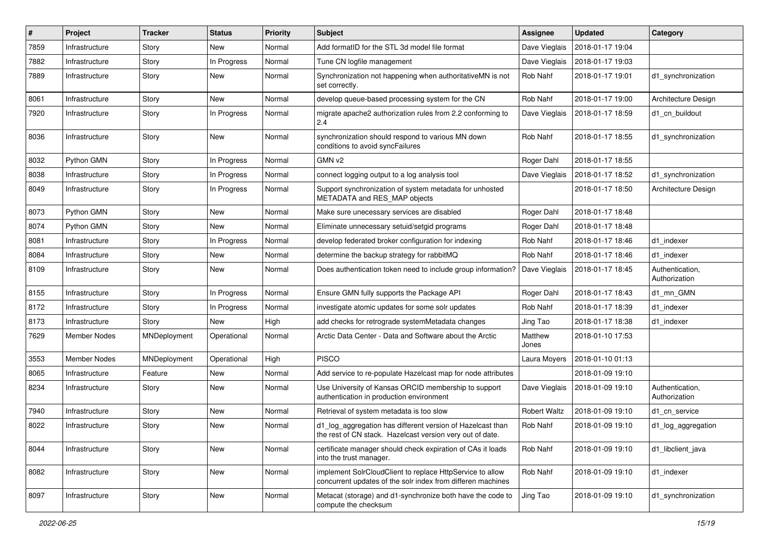| # | Project | Tracker | Status | Priority | Subject | Assignee | Updated | Category |
|---|---|---|---|---|---|---|---|---|
| 7859 | Infrastructure | Story | New | Normal | Add formatID for the STL 3d model file format | Dave Vieglais | 2018-01-17 19:04 | |
| 7882 | Infrastructure | Story | In Progress | Normal | Tune CN logfile management | Dave Vieglais | 2018-01-17 19:03 | |
| 7889 | Infrastructure | Story | New | Normal | Synchronization not happening when authoritativeMN is not set correctly. | Rob Nahf | 2018-01-17 19:01 | d1_synchronization |
| 8061 | Infrastructure | Story | New | Normal | develop queue-based processing system for the CN | Rob Nahf | 2018-01-17 19:00 | Architecture Design |
| 7920 | Infrastructure | Story | In Progress | Normal | migrate apache2 authorization rules from 2.2 conforming to 2.4 | Dave Vieglais | 2018-01-17 18:59 | d1_cn_buildout |
| 8036 | Infrastructure | Story | New | Normal | synchronization should respond to various MN down conditions to avoid syncFailures | Rob Nahf | 2018-01-17 18:55 | d1_synchronization |
| 8032 | Python GMN | Story | In Progress | Normal | GMN v2 | Roger Dahl | 2018-01-17 18:55 | |
| 8038 | Infrastructure | Story | In Progress | Normal | connect logging output to a log analysis tool | Dave Vieglais | 2018-01-17 18:52 | d1_synchronization |
| 8049 | Infrastructure | Story | In Progress | Normal | Support synchronization of system metadata for unhosted METADATA and RES_MAP objects | | 2018-01-17 18:50 | Architecture Design |
| 8073 | Python GMN | Story | New | Normal | Make sure unecessary services are disabled | Roger Dahl | 2018-01-17 18:48 | |
| 8074 | Python GMN | Story | New | Normal | Eliminate unnecessary setuid/setgid programs | Roger Dahl | 2018-01-17 18:48 | |
| 8081 | Infrastructure | Story | In Progress | Normal | develop federated broker configuration for indexing | Rob Nahf | 2018-01-17 18:46 | d1_indexer |
| 8084 | Infrastructure | Story | New | Normal | determine the backup strategy for rabbitMQ | Rob Nahf | 2018-01-17 18:46 | d1_indexer |
| 8109 | Infrastructure | Story | New | Normal | Does authentication token need to include group information? | Dave Vieglais | 2018-01-17 18:45 | Authentication, Authorization |
| 8155 | Infrastructure | Story | In Progress | Normal | Ensure GMN fully supports the Package API | Roger Dahl | 2018-01-17 18:43 | d1_mn_GMN |
| 8172 | Infrastructure | Story | In Progress | Normal | investigate atomic updates for some solr updates | Rob Nahf | 2018-01-17 18:39 | d1_indexer |
| 8173 | Infrastructure | Story | New | High | add checks for retrograde systemMetadata changes | Jing Tao | 2018-01-17 18:38 | d1_indexer |
| 7629 | Member Nodes | MNDeployment | Operational | Normal | Arctic Data Center - Data and Software about the Arctic | Matthew Jones | 2018-01-10 17:53 | |
| 3553 | Member Nodes | MNDeployment | Operational | High | PISCO | Laura Moyers | 2018-01-10 01:13 | |
| 8065 | Infrastructure | Feature | New | Normal | Add service to re-populate Hazelcast map for node attributes | | 2018-01-09 19:10 | |
| 8234 | Infrastructure | Story | New | Normal | Use University of Kansas ORCID membership to support authentication in production environment | Dave Vieglais | 2018-01-09 19:10 | Authentication, Authorization |
| 7940 | Infrastructure | Story | New | Normal | Retrieval of system metadata is too slow | Robert Waltz | 2018-01-09 19:10 | d1_cn_service |
| 8022 | Infrastructure | Story | New | Normal | d1_log_aggregation has different version of Hazelcast than the rest of CN stack. Hazelcast version very out of date. | Rob Nahf | 2018-01-09 19:10 | d1_log_aggregation |
| 8044 | Infrastructure | Story | New | Normal | certificate manager should check expiration of CAs it loads into the trust manager. | Rob Nahf | 2018-01-09 19:10 | d1_libclient_java |
| 8082 | Infrastructure | Story | New | Normal | implement SolrCloudClient to replace HttpService to allow concurrent updates of the solr index from differen machines | Rob Nahf | 2018-01-09 19:10 | d1_indexer |
| 8097 | Infrastructure | Story | New | Normal | Metacat (storage) and d1-synchronize both have the code to compute the checksum | Jing Tao | 2018-01-09 19:10 | d1_synchronization |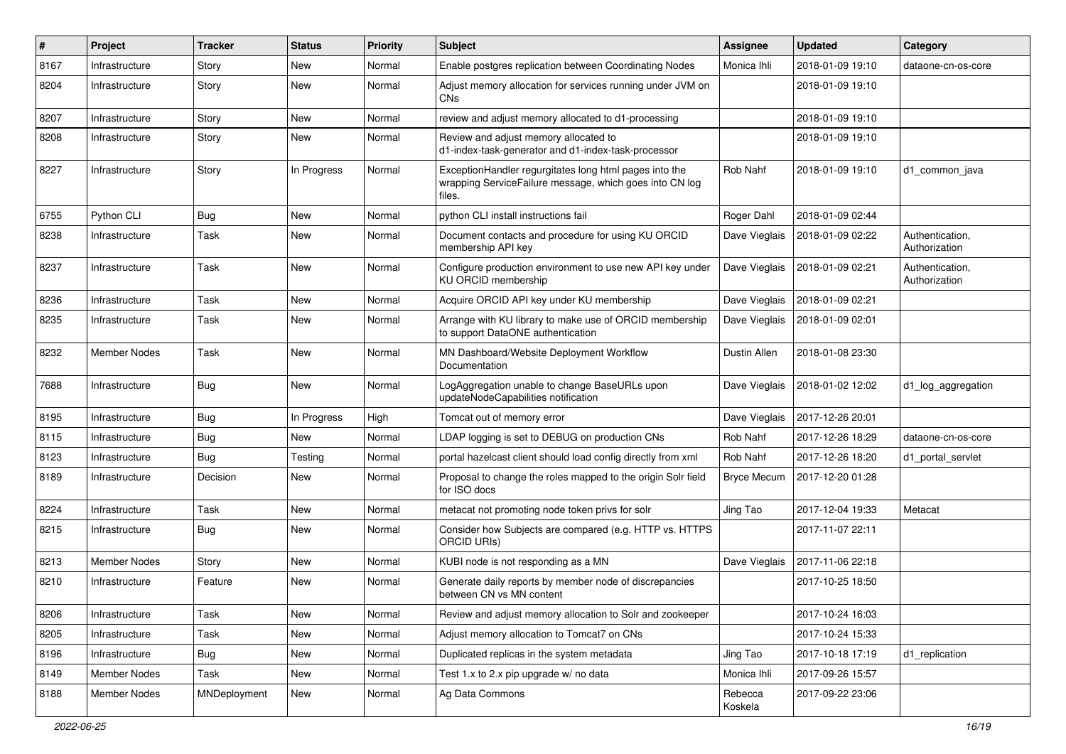| # | Project | Tracker | Status | Priority | Subject | Assignee | Updated | Category |
|---|---|---|---|---|---|---|---|---|
| 8167 | Infrastructure | Story | New | Normal | Enable postgres replication between Coordinating Nodes | Monica Ihli | 2018-01-09 19:10 | dataone-cn-os-core |
| 8204 | Infrastructure | Story | New | Normal | Adjust memory allocation for services running under JVM on CNs | | 2018-01-09 19:10 | |
| 8207 | Infrastructure | Story | New | Normal | review and adjust memory allocated to d1-processing | | 2018-01-09 19:10 | |
| 8208 | Infrastructure | Story | New | Normal | Review and adjust memory allocated to d1-index-task-generator and d1-index-task-processor | | 2018-01-09 19:10 | |
| 8227 | Infrastructure | Story | In Progress | Normal | ExceptionHandler regurgitates long html pages into the wrapping ServiceFailure message, which goes into CN log files. | Rob Nahf | 2018-01-09 19:10 | d1_common_java |
| 6755 | Python CLI | Bug | New | Normal | python CLI install instructions fail | Roger Dahl | 2018-01-09 02:44 | |
| 8238 | Infrastructure | Task | New | Normal | Document contacts and procedure for using KU ORCID membership API key | Dave Vieglais | 2018-01-09 02:22 | Authentication, Authorization |
| 8237 | Infrastructure | Task | New | Normal | Configure production environment to use new API key under KU ORCID membership | Dave Vieglais | 2018-01-09 02:21 | Authentication, Authorization |
| 8236 | Infrastructure | Task | New | Normal | Acquire ORCID API key under KU membership | Dave Vieglais | 2018-01-09 02:21 | |
| 8235 | Infrastructure | Task | New | Normal | Arrange with KU library to make use of ORCID membership to support DataONE authentication | Dave Vieglais | 2018-01-09 02:01 | |
| 8232 | Member Nodes | Task | New | Normal | MN Dashboard/Website Deployment Workflow Documentation | Dustin Allen | 2018-01-08 23:30 | |
| 7688 | Infrastructure | Bug | New | Normal | LogAggregation unable to change BaseURLs upon updateNodeCapabilities notification | Dave Vieglais | 2018-01-02 12:02 | d1_log_aggregation |
| 8195 | Infrastructure | Bug | In Progress | High | Tomcat out of memory error | Dave Vieglais | 2017-12-26 20:01 | |
| 8115 | Infrastructure | Bug | New | Normal | LDAP logging is set to DEBUG on production CNs | Rob Nahf | 2017-12-26 18:29 | dataone-cn-os-core |
| 8123 | Infrastructure | Bug | Testing | Normal | portal hazelcast client should load config directly from xml | Rob Nahf | 2017-12-26 18:20 | d1_portal_servlet |
| 8189 | Infrastructure | Decision | New | Normal | Proposal to change the roles mapped to the origin Solr field for ISO docs | Bryce Mecum | 2017-12-20 01:28 | |
| 8224 | Infrastructure | Task | New | Normal | metacat not promoting node token privs for solr | Jing Tao | 2017-12-04 19:33 | Metacat |
| 8215 | Infrastructure | Bug | New | Normal | Consider how Subjects are compared (e.g. HTTP vs. HTTPS ORCID URIs) | | 2017-11-07 22:11 | |
| 8213 | Member Nodes | Story | New | Normal | KUBI node is not responding as a MN | Dave Vieglais | 2017-11-06 22:18 | |
| 8210 | Infrastructure | Feature | New | Normal | Generate daily reports by member node of discrepancies between CN vs MN content | | 2017-10-25 18:50 | |
| 8206 | Infrastructure | Task | New | Normal | Review and adjust memory allocation to Solr and zookeeper | | 2017-10-24 16:03 | |
| 8205 | Infrastructure | Task | New | Normal | Adjust memory allocation to Tomcat7 on CNs | | 2017-10-24 15:33 | |
| 8196 | Infrastructure | Bug | New | Normal | Duplicated replicas in the system metadata | Jing Tao | 2017-10-18 17:19 | d1_replication |
| 8149 | Member Nodes | Task | New | Normal | Test 1.x to 2.x pip upgrade w/ no data | Monica Ihli | 2017-09-26 15:57 | |
| 8188 | Member Nodes | MNDeployment | New | Normal | Ag Data Commons | Rebecca Koskela | 2017-09-22 23:06 | |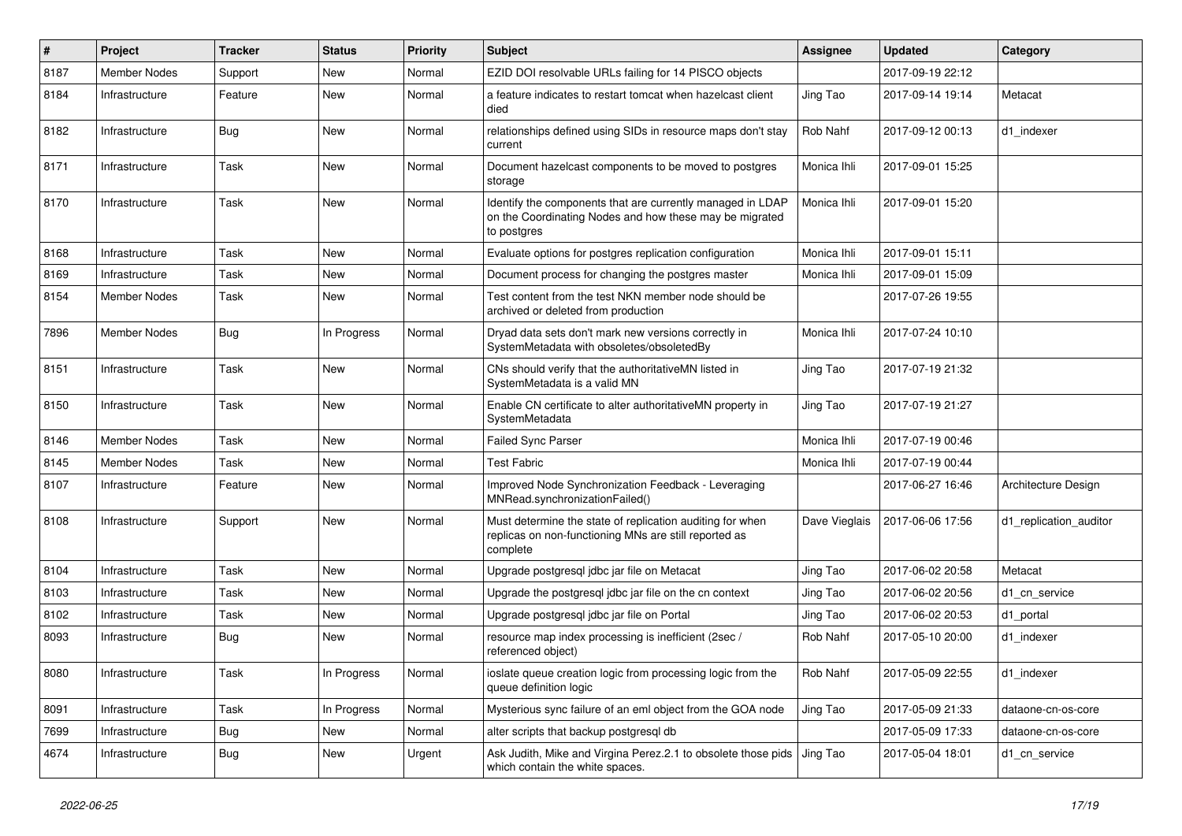| # | Project | Tracker | Status | Priority | Subject | Assignee | Updated | Category |
|---|---|---|---|---|---|---|---|---|
| 8187 | Member Nodes | Support | New | Normal | EZID DOI resolvable URLs failing for 14 PISCO objects | | 2017-09-19 22:12 | |
| 8184 | Infrastructure | Feature | New | Normal | a feature indicates to restart tomcat when hazelcast client died | Jing Tao | 2017-09-14 19:14 | Metacat |
| 8182 | Infrastructure | Bug | New | Normal | relationships defined using SIDs in resource maps don't stay current | Rob Nahf | 2017-09-12 00:13 | d1_indexer |
| 8171 | Infrastructure | Task | New | Normal | Document hazelcast components to be moved to postgres storage | Monica Ihli | 2017-09-01 15:25 | |
| 8170 | Infrastructure | Task | New | Normal | Identify the components that are currently managed in LDAP on the Coordinating Nodes and how these may be migrated to postgres | Monica Ihli | 2017-09-01 15:20 | |
| 8168 | Infrastructure | Task | New | Normal | Evaluate options for postgres replication configuration | Monica Ihli | 2017-09-01 15:11 | |
| 8169 | Infrastructure | Task | New | Normal | Document process for changing the postgres master | Monica Ihli | 2017-09-01 15:09 | |
| 8154 | Member Nodes | Task | New | Normal | Test content from the test NKN member node should be archived or deleted from production | | 2017-07-26 19:55 | |
| 7896 | Member Nodes | Bug | In Progress | Normal | Dryad data sets don't mark new versions correctly in SystemMetadata with obsoletes/obsoletedBy | Monica Ihli | 2017-07-24 10:10 | |
| 8151 | Infrastructure | Task | New | Normal | CNs should verify that the authoritativeMN listed in SystemMetadata is a valid MN | Jing Tao | 2017-07-19 21:32 | |
| 8150 | Infrastructure | Task | New | Normal | Enable CN certificate to alter authoritativeMN property in SystemMetadata | Jing Tao | 2017-07-19 21:27 | |
| 8146 | Member Nodes | Task | New | Normal | Failed Sync Parser | Monica Ihli | 2017-07-19 00:46 | |
| 8145 | Member Nodes | Task | New | Normal | Test Fabric | Monica Ihli | 2017-07-19 00:44 | |
| 8107 | Infrastructure | Feature | New | Normal | Improved Node Synchronization Feedback - Leveraging MNRead.synchronizationFailed() | | 2017-06-27 16:46 | Architecture Design |
| 8108 | Infrastructure | Support | New | Normal | Must determine the state of replication auditing for when replicas on non-functioning MNs are still reported as complete | Dave Vieglais | 2017-06-06 17:56 | d1_replication_auditor |
| 8104 | Infrastructure | Task | New | Normal | Upgrade postgresql jdbc jar file on Metacat | Jing Tao | 2017-06-02 20:58 | Metacat |
| 8103 | Infrastructure | Task | New | Normal | Upgrade the postgresql jdbc jar file on the cn context | Jing Tao | 2017-06-02 20:56 | d1_cn_service |
| 8102 | Infrastructure | Task | New | Normal | Upgrade postgresql jdbc jar file on Portal | Jing Tao | 2017-06-02 20:53 | d1_portal |
| 8093 | Infrastructure | Bug | New | Normal | resource map index processing is inefficient (2sec / referenced object) | Rob Nahf | 2017-05-10 20:00 | d1_indexer |
| 8080 | Infrastructure | Task | In Progress | Normal | ioslate queue creation logic from processing logic from the queue definition logic | Rob Nahf | 2017-05-09 22:55 | d1_indexer |
| 8091 | Infrastructure | Task | In Progress | Normal | Mysterious sync failure of an eml object from the GOA node | Jing Tao | 2017-05-09 21:33 | dataone-cn-os-core |
| 7699 | Infrastructure | Bug | New | Normal | alter scripts that backup postgresql db | | 2017-05-09 17:33 | dataone-cn-os-core |
| 4674 | Infrastructure | Bug | New | Urgent | Ask Judith, Mike and Virgina Perez.2.1 to obsolete those pids which contain the white spaces. | Jing Tao | 2017-05-04 18:01 | d1_cn_service |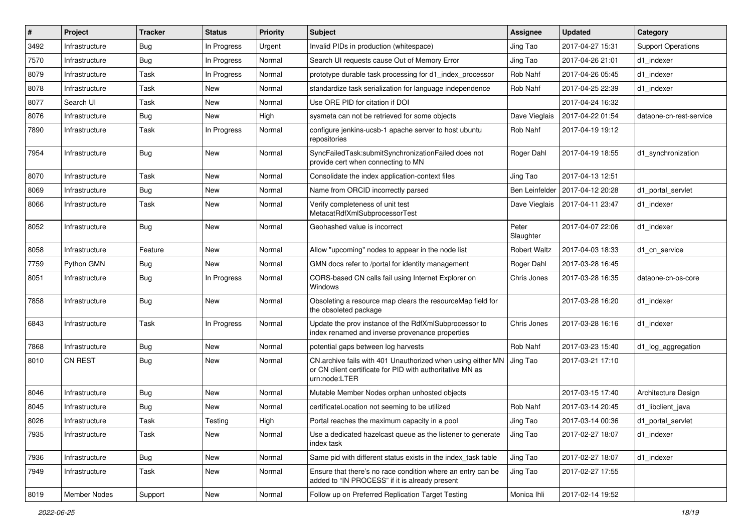| # | Project | Tracker | Status | Priority | Subject | Assignee | Updated | Category |
|---|---|---|---|---|---|---|---|---|
| 3492 | Infrastructure | Bug | In Progress | Urgent | Invalid PIDs in production (whitespace) | Jing Tao | 2017-04-27 15:31 | Support Operations |
| 7570 | Infrastructure | Bug | In Progress | Normal | Search UI requests cause Out of Memory Error | Jing Tao | 2017-04-26 21:01 | d1_indexer |
| 8079 | Infrastructure | Task | In Progress | Normal | prototype durable task processing for d1_index_processor | Rob Nahf | 2017-04-26 05:45 | d1_indexer |
| 8078 | Infrastructure | Task | New | Normal | standardize task serialization for language independence | Rob Nahf | 2017-04-25 22:39 | d1_indexer |
| 8077 | Search UI | Task | New | Normal | Use ORE PID for citation if DOI | | 2017-04-24 16:32 | |
| 8076 | Infrastructure | Bug | New | High | sysmeta can not be retrieved for some objects | Dave Vieglais | 2017-04-22 01:54 | dataone-cn-rest-service |
| 7890 | Infrastructure | Task | In Progress | Normal | configure jenkins-ucsb-1 apache server to host ubuntu repositories | Rob Nahf | 2017-04-19 19:12 | |
| 7954 | Infrastructure | Bug | New | Normal | SyncFailedTask:submitSynchronizationFailed does not provide cert when connecting to MN | Roger Dahl | 2017-04-19 18:55 | d1_synchronization |
| 8070 | Infrastructure | Task | New | Normal | Consolidate the index application-context files | Jing Tao | 2017-04-13 12:51 | |
| 8069 | Infrastructure | Bug | New | Normal | Name from ORCID incorrectly parsed | Ben Leinfelder | 2017-04-12 20:28 | d1_portal_servlet |
| 8066 | Infrastructure | Task | New | Normal | Verify completeness of unit test MetacatRdfXmlSubprocessorTest | Dave Vieglais | 2017-04-11 23:47 | d1_indexer |
| 8052 | Infrastructure | Bug | New | Normal | Geohashed value is incorrect | Peter Slaughter | 2017-04-07 22:06 | d1_indexer |
| 8058 | Infrastructure | Feature | New | Normal | Allow "upcoming" nodes to appear in the node list | Robert Waltz | 2017-04-03 18:33 | d1_cn_service |
| 7759 | Python GMN | Bug | New | Normal | GMN docs refer to /portal for identity management | Roger Dahl | 2017-03-28 16:45 | |
| 8051 | Infrastructure | Bug | In Progress | Normal | CORS-based CN calls fail using Internet Explorer on Windows | Chris Jones | 2017-03-28 16:35 | dataone-cn-os-core |
| 7858 | Infrastructure | Bug | New | Normal | Obsoleting a resource map clears the resourceMap field for the obsoleted package | | 2017-03-28 16:20 | d1_indexer |
| 6843 | Infrastructure | Task | In Progress | Normal | Update the prov instance of the RdfXmlSubprocessor to index renamed and inverse provenance properties | Chris Jones | 2017-03-28 16:16 | d1_indexer |
| 7868 | Infrastructure | Bug | New | Normal | potential gaps between log harvests | Rob Nahf | 2017-03-23 15:40 | d1_log_aggregation |
| 8010 | CN REST | Bug | New | Normal | CN.archive fails with 401 Unauthorized when using either MN or CN client certificate for PID with authoritative MN as urn:node:LTER | Jing Tao | 2017-03-21 17:10 | |
| 8046 | Infrastructure | Bug | New | Normal | Mutable Member Nodes orphan unhosted objects | | 2017-03-15 17:40 | Architecture Design |
| 8045 | Infrastructure | Bug | New | Normal | certificateLocation not seeming to be utilized | Rob Nahf | 2017-03-14 20:45 | d1_libclient_java |
| 8026 | Infrastructure | Task | Testing | High | Portal reaches the maximum capacity in a pool | Jing Tao | 2017-03-14 00:36 | d1_portal_servlet |
| 7935 | Infrastructure | Task | New | Normal | Use a dedicated hazelcast queue as the listener to generate index task | Jing Tao | 2017-02-27 18:07 | d1_indexer |
| 7936 | Infrastructure | Bug | New | Normal | Same pid with different status exists in the index_task table | Jing Tao | 2017-02-27 18:07 | d1_indexer |
| 7949 | Infrastructure | Task | New | Normal | Ensure that there's no race condition where an entry can be added to "IN PROCESS" if it is already present | Jing Tao | 2017-02-27 17:55 | |
| 8019 | Member Nodes | Support | New | Normal | Follow up on Preferred Replication Target Testing | Monica Ihli | 2017-02-14 19:52 | |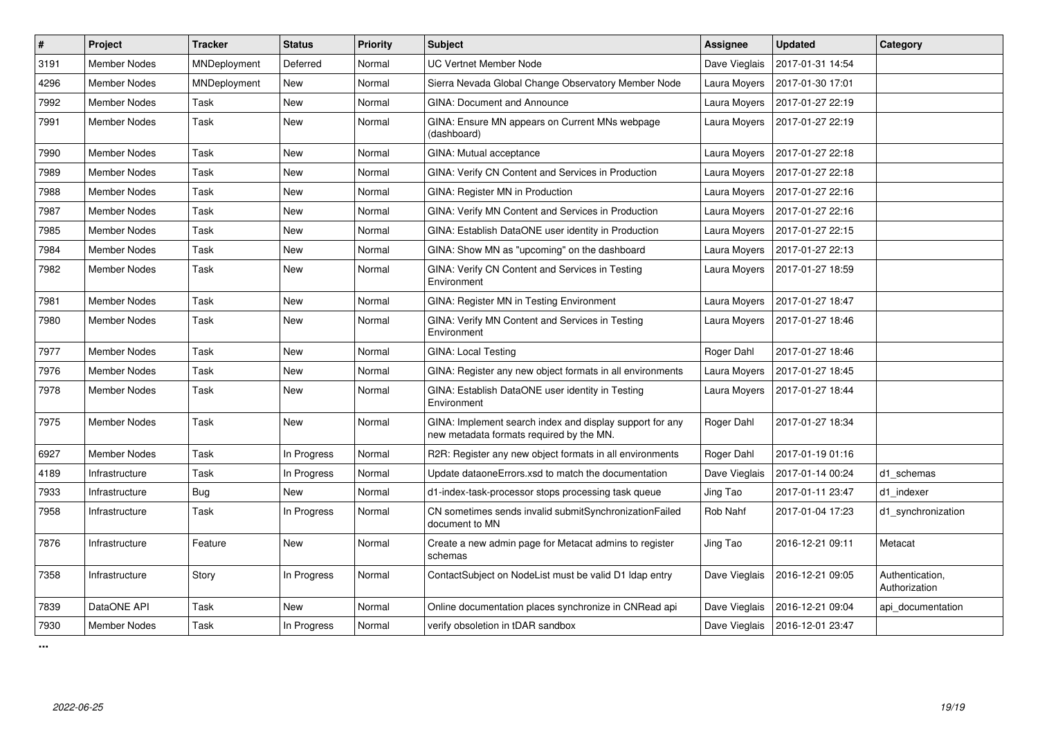| # | Project | Tracker | Status | Priority | Subject | Assignee | Updated | Category |
|---|---|---|---|---|---|---|---|---|
| 3191 | Member Nodes | MNDeployment | Deferred | Normal | UC Vertnet Member Node | Dave Vieglais | 2017-01-31 14:54 | |
| 4296 | Member Nodes | MNDeployment | New | Normal | Sierra Nevada Global Change Observatory Member Node | Laura Moyers | 2017-01-30 17:01 | |
| 7992 | Member Nodes | Task | New | Normal | GINA: Document and Announce | Laura Moyers | 2017-01-27 22:19 | |
| 7991 | Member Nodes | Task | New | Normal | GINA: Ensure MN appears on Current MNs webpage (dashboard) | Laura Moyers | 2017-01-27 22:19 | |
| 7990 | Member Nodes | Task | New | Normal | GINA: Mutual acceptance | Laura Moyers | 2017-01-27 22:18 | |
| 7989 | Member Nodes | Task | New | Normal | GINA: Verify CN Content and Services in Production | Laura Moyers | 2017-01-27 22:18 | |
| 7988 | Member Nodes | Task | New | Normal | GINA: Register MN in Production | Laura Moyers | 2017-01-27 22:16 | |
| 7987 | Member Nodes | Task | New | Normal | GINA: Verify MN Content and Services in Production | Laura Moyers | 2017-01-27 22:16 | |
| 7985 | Member Nodes | Task | New | Normal | GINA: Establish DataONE user identity in Production | Laura Moyers | 2017-01-27 22:15 | |
| 7984 | Member Nodes | Task | New | Normal | GINA: Show MN as "upcoming" on the dashboard | Laura Moyers | 2017-01-27 22:13 | |
| 7982 | Member Nodes | Task | New | Normal | GINA: Verify CN Content and Services in Testing Environment | Laura Moyers | 2017-01-27 18:59 | |
| 7981 | Member Nodes | Task | New | Normal | GINA: Register MN in Testing Environment | Laura Moyers | 2017-01-27 18:47 | |
| 7980 | Member Nodes | Task | New | Normal | GINA: Verify MN Content and Services in Testing Environment | Laura Moyers | 2017-01-27 18:46 | |
| 7977 | Member Nodes | Task | New | Normal | GINA: Local Testing | Roger Dahl | 2017-01-27 18:46 | |
| 7976 | Member Nodes | Task | New | Normal | GINA: Register any new object formats in all environments | Laura Moyers | 2017-01-27 18:45 | |
| 7978 | Member Nodes | Task | New | Normal | GINA: Establish DataONE user identity in Testing Environment | Laura Moyers | 2017-01-27 18:44 | |
| 7975 | Member Nodes | Task | New | Normal | GINA: Implement search index and display support for any new metadata formats required by the MN. | Roger Dahl | 2017-01-27 18:34 | |
| 6927 | Member Nodes | Task | In Progress | Normal | R2R: Register any new object formats in all environments | Roger Dahl | 2017-01-19 01:16 | |
| 4189 | Infrastructure | Task | In Progress | Normal | Update dataoneErrors.xsd to match the documentation | Dave Vieglais | 2017-01-14 00:24 | d1_schemas |
| 7933 | Infrastructure | Bug | New | Normal | d1-index-task-processor stops processing task queue | Jing Tao | 2017-01-11 23:47 | d1_indexer |
| 7958 | Infrastructure | Task | In Progress | Normal | CN sometimes sends invalid submitSynchronizationFailed document to MN | Rob Nahf | 2017-01-04 17:23 | d1_synchronization |
| 7876 | Infrastructure | Feature | New | Normal | Create a new admin page for Metacat admins to register schemas | Jing Tao | 2016-12-21 09:11 | Metacat |
| 7358 | Infrastructure | Story | In Progress | Normal | ContactSubject on NodeList must be valid D1 ldap entry | Dave Vieglais | 2016-12-21 09:05 | Authentication, Authorization |
| 7839 | DataONE API | Task | New | Normal | Online documentation places synchronize in CNRead api | Dave Vieglais | 2016-12-21 09:04 | api_documentation |
| 7930 | Member Nodes | Task | In Progress | Normal | verify obsoletion in tDAR sandbox | Dave Vieglais | 2016-12-01 23:47 | |

...